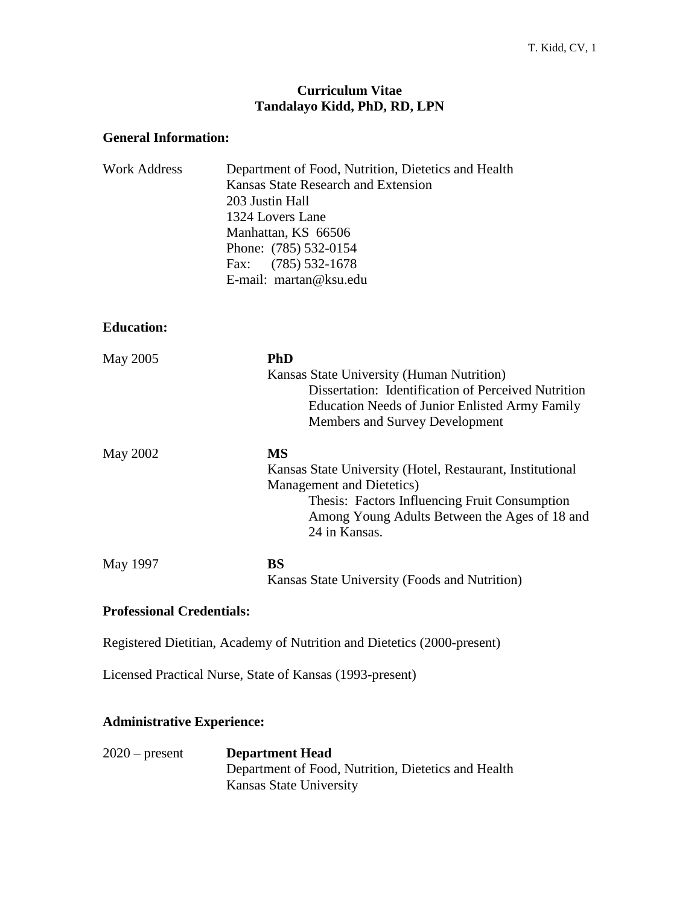# Curriculum Vitae
# Tandalayo Kidd, PhD, RD, LPN

## General Information:

Work Address

Department of Food, Nutrition, Dietetics and Health
Kansas State Research and Extension
203 Justin Hall
1324 Lovers Lane
Manhattan, KS 66506
Phone: (785) 532-0154
Fax: (785) 532-1678
E-mail: martan@ksu.edu

## Education:

May 2005

**PhD**
Kansas State University (Human Nutrition)
Dissertation: Identification of Perceived Nutrition Education Needs of Junior Enlisted Army Family Members and Survey Development

May 2002

**MS**
Kansas State University (Hotel, Restaurant, Institutional Management and Dietetics)
Thesis: Factors Influencing Fruit Consumption Among Young Adults Between the Ages of 18 and 24 in Kansas.

May 1997

**BS**
Kansas State University (Foods and Nutrition)

## Professional Credentials:

Registered Dietitian, Academy of Nutrition and Dietetics (2000-present)

Licensed Practical Nurse, State of Kansas (1993-present)

## Administrative Experience:

2020 – present

**Department Head**
Department of Food, Nutrition, Dietetics and Health
Kansas State University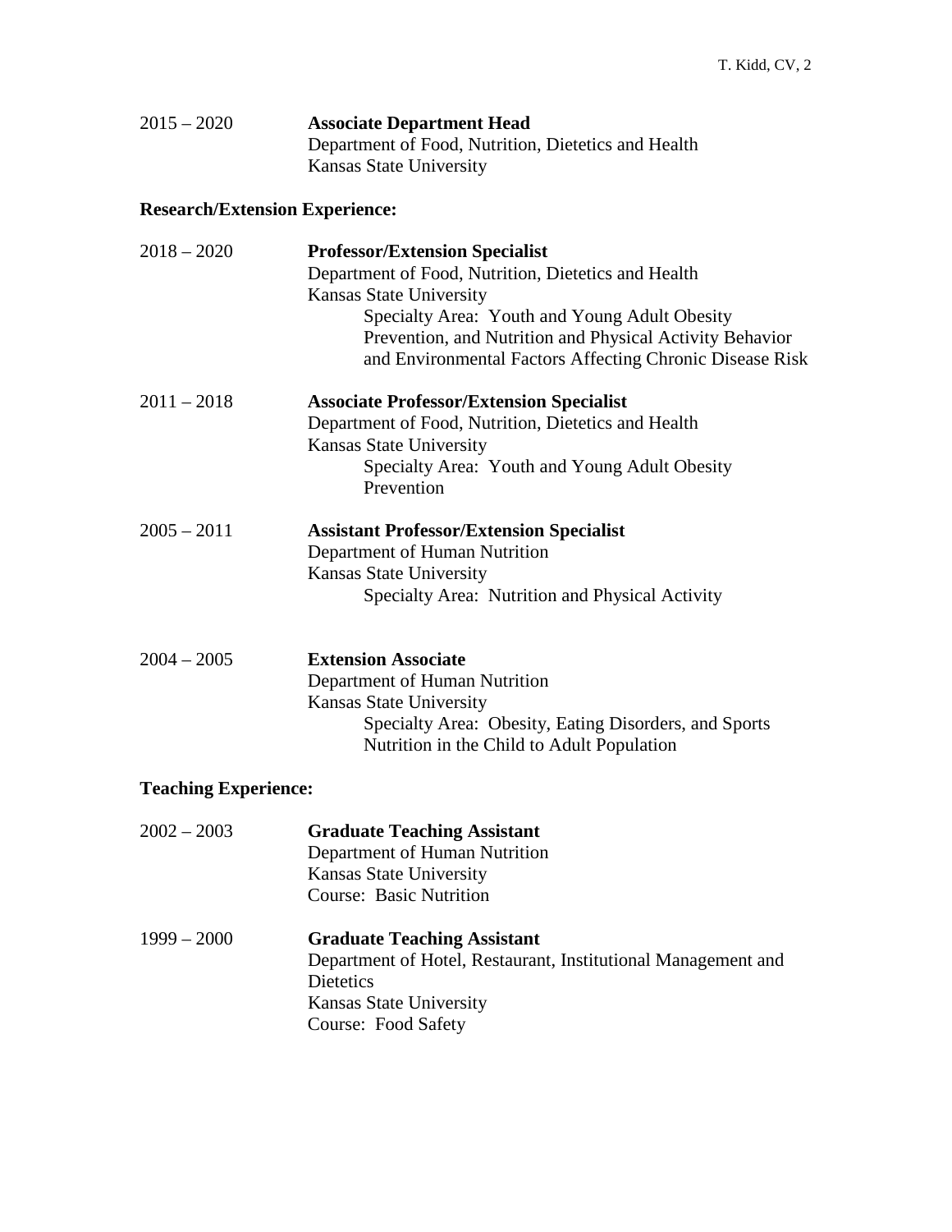2015 – 2020 **Associate Department Head**
Department of Food, Nutrition, Dietetics and Health
Kansas State University

**Research/Extension Experience:**

2018 – 2020 **Professor/Extension Specialist**
Department of Food, Nutrition, Dietetics and Health
Kansas State University
Specialty Area: Youth and Young Adult Obesity Prevention, and Nutrition and Physical Activity Behavior and Environmental Factors Affecting Chronic Disease Risk

2011 – 2018 **Associate Professor/Extension Specialist**
Department of Food, Nutrition, Dietetics and Health
Kansas State University
Specialty Area: Youth and Young Adult Obesity Prevention

2005 – 2011 **Assistant Professor/Extension Specialist**
Department of Human Nutrition
Kansas State University
Specialty Area: Nutrition and Physical Activity

2004 – 2005 **Extension Associate**
Department of Human Nutrition
Kansas State University
Specialty Area: Obesity, Eating Disorders, and Sports Nutrition in the Child to Adult Population

**Teaching Experience:**

2002 – 2003 **Graduate Teaching Assistant**
Department of Human Nutrition
Kansas State University
Course: Basic Nutrition

1999 – 2000 **Graduate Teaching Assistant**
Department of Hotel, Restaurant, Institutional Management and Dietetics
Kansas State University
Course: Food Safety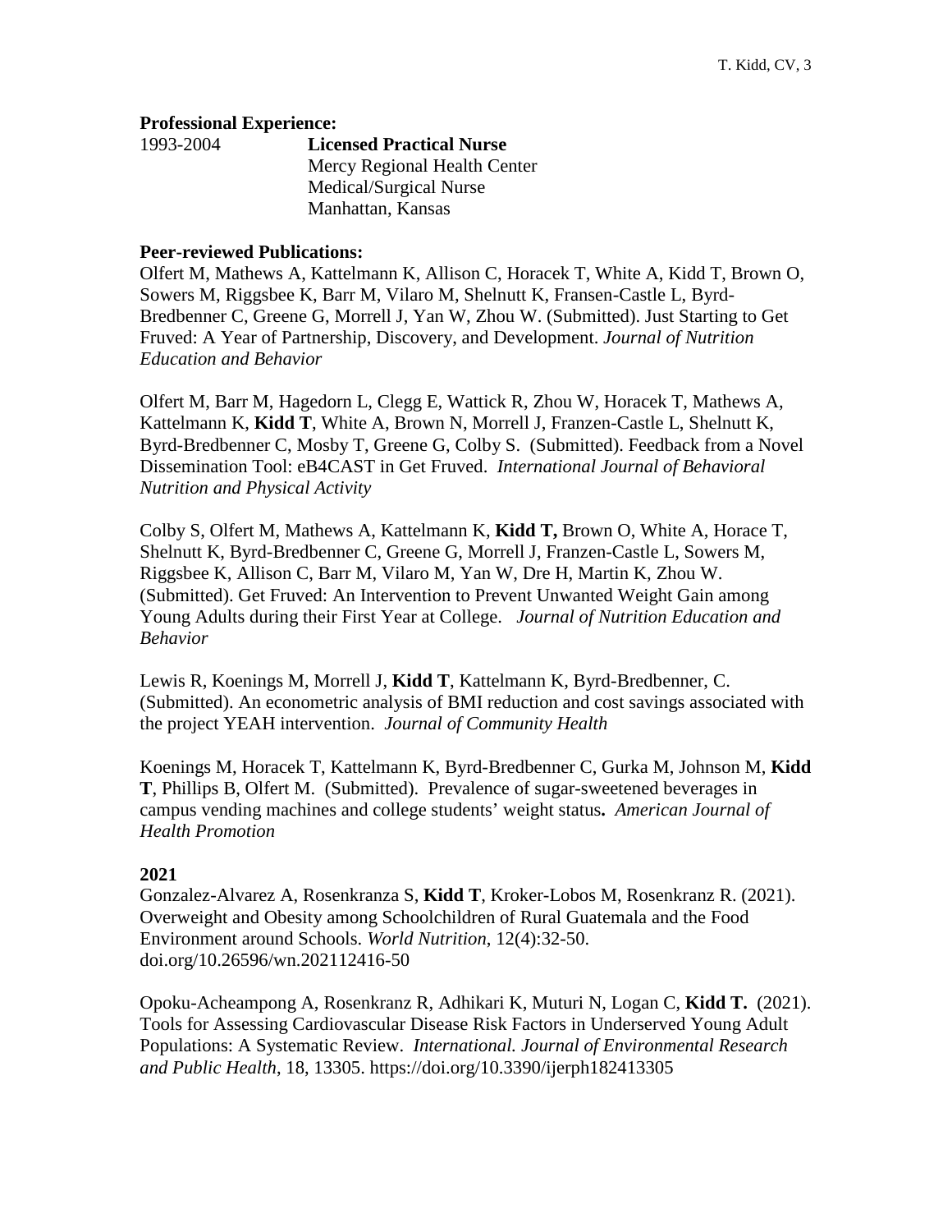**Professional Experience:**

1993-2004 **Licensed Practical Nurse**
Mercy Regional Health Center
Medical/Surgical Nurse
Manhattan, Kansas

**Peer-reviewed Publications:**

Olfert M, Mathews A, Kattelmann K, Allison C, Horacek T, White A, Kidd T, Brown O, Sowers M, Riggsbee K, Barr M, Vilaro M, Shelnutt K, Fransen-Castle L, Byrd-Bredbenner C, Greene G, Morrell J, Yan W, Zhou W. (Submitted). Just Starting to Get Fruved: A Year of Partnership, Discovery, and Development. *Journal of Nutrition Education and Behavior*

Olfert M, Barr M, Hagedorn L, Clegg E, Wattick R, Zhou W, Horacek T, Mathews A, Kattelmann K, **Kidd T**, White A, Brown N, Morrell J, Franzen-Castle L, Shelnutt K, Byrd-Bredbenner C, Mosby T, Greene G, Colby S. (Submitted). Feedback from a Novel Dissemination Tool: eB4CAST in Get Fruved. *International Journal of Behavioral Nutrition and Physical Activity*

Colby S, Olfert M, Mathews A, Kattelmann K, **Kidd T,** Brown O, White A, Horace T, Shelnutt K, Byrd-Bredbenner C, Greene G, Morrell J, Franzen-Castle L, Sowers M, Riggsbee K, Allison C, Barr M, Vilaro M, Yan W, Dre H, Martin K, Zhou W. (Submitted). Get Fruved: An Intervention to Prevent Unwanted Weight Gain among Young Adults during their First Year at College. *Journal of Nutrition Education and Behavior*

Lewis R, Koenings M, Morrell J, **Kidd T**, Kattelmann K, Byrd-Bredbenner, C. (Submitted). An econometric analysis of BMI reduction and cost savings associated with the project YEAH intervention. *Journal of Community Health*

Koenings M, Horacek T, Kattelmann K, Byrd-Bredbenner C, Gurka M, Johnson M, **Kidd T**, Phillips B, Olfert M. (Submitted). Prevalence of sugar-sweetened beverages in campus vending machines and college students' weight status**.** *American Journal of Health Promotion*

**2021**

Gonzalez-Alvarez A, Rosenkranza S, **Kidd T**, Kroker-Lobos M, Rosenkranz R. (2021). Overweight and Obesity among Schoolchildren of Rural Guatemala and the Food Environment around Schools. *World Nutrition*, 12(4):32-50. doi.org/10.26596/wn.202112416-50

Opoku-Acheampong A, Rosenkranz R, Adhikari K, Muturi N, Logan C, **Kidd T.** (2021). Tools for Assessing Cardiovascular Disease Risk Factors in Underserved Young Adult Populations: A Systematic Review. *International. Journal of Environmental Research and Public Health*, 18, 13305. https://doi.org/10.3390/ijerph182413305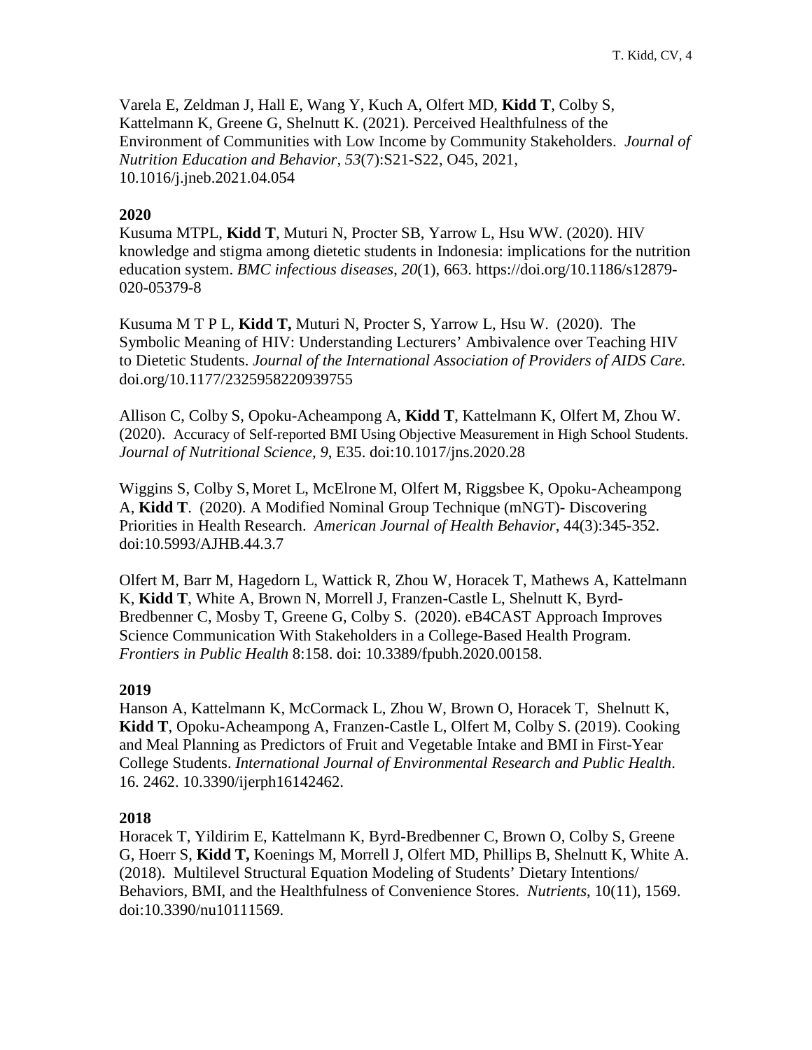Varela E, Zeldman J, Hall E, Wang Y, Kuch A, Olfert MD, **Kidd T**, Colby S, Kattelmann K, Greene G, Shelnutt K. (2021). Perceived Healthfulness of the Environment of Communities with Low Income by Community Stakeholders. *Journal of Nutrition Education and Behavior*, *53*(7):S21-S22, O45, 2021, 10.1016/j.jneb.2021.04.054

**2020**

Kusuma MTPL, **Kidd T**, Muturi N, Procter SB, Yarrow L, Hsu WW. (2020). HIV knowledge and stigma among dietetic students in Indonesia: implications for the nutrition education system. *BMC infectious diseases*, *20*(1), 663. https://doi.org/10.1186/s12879-020-05379-8

Kusuma M T P L, **Kidd T,** Muturi N, Procter S, Yarrow L, Hsu W. (2020). The Symbolic Meaning of HIV: Understanding Lecturers' Ambivalence over Teaching HIV to Dietetic Students. *Journal of the International Association of Providers of AIDS Care.* doi.org/10.1177/2325958220939755

Allison C, Colby S, Opoku-Acheampong A, **Kidd T**, Kattelmann K, Olfert M, Zhou W. (2020). Accuracy of Self-reported BMI Using Objective Measurement in High School Students. *Journal of Nutritional Science, 9*, E35. doi:10.1017/jns.2020.28

Wiggins S, Colby S, Moret L, McElrone M, Olfert M, Riggsbee K, Opoku-Acheampong A, **Kidd T**. (2020). A Modified Nominal Group Technique (mNGT)- Discovering Priorities in Health Research. *American Journal of Health Behavior*, 44(3):345-352. doi:10.5993/AJHB.44.3.7

Olfert M, Barr M, Hagedorn L, Wattick R, Zhou W, Horacek T, Mathews A, Kattelmann K, **Kidd T**, White A, Brown N, Morrell J, Franzen-Castle L, Shelnutt K, Byrd-Bredbenner C, Mosby T, Greene G, Colby S. (2020). eB4CAST Approach Improves Science Communication With Stakeholders in a College-Based Health Program. *Frontiers in Public Health* 8:158. doi: 10.3389/fpubh.2020.00158.

**2019**

Hanson A, Kattelmann K, McCormack L, Zhou W, Brown O, Horacek T, Shelnutt K, **Kidd T**, Opoku-Acheampong A, Franzen-Castle L, Olfert M, Colby S. (2019). Cooking and Meal Planning as Predictors of Fruit and Vegetable Intake and BMI in First-Year College Students. *International Journal of Environmental Research and Public Health*. 16. 2462. 10.3390/ijerph16142462.

**2018**

Horacek T, Yildirim E, Kattelmann K, Byrd-Bredbenner C, Brown O, Colby S, Greene G, Hoerr S, **Kidd T,** Koenings M, Morrell J, Olfert MD, Phillips B, Shelnutt K, White A. (2018). Multilevel Structural Equation Modeling of Students' Dietary Intentions/ Behaviors, BMI, and the Healthfulness of Convenience Stores. *Nutrients*, 10(11), 1569. doi:10.3390/nu10111569.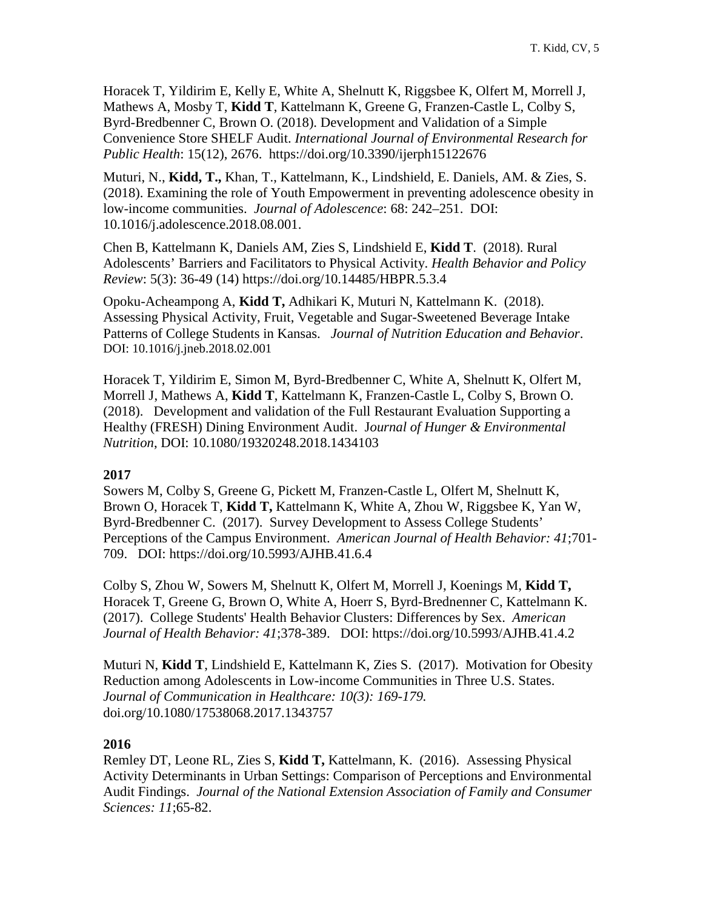Horacek T, Yildirim E, Kelly E, White A, Shelnutt K, Riggsbee K, Olfert M, Morrell J, Mathews A, Mosby T, **Kidd T**, Kattelmann K, Greene G, Franzen-Castle L, Colby S, Byrd-Bredbenner C, Brown O. (2018). Development and Validation of a Simple Convenience Store SHELF Audit. *International Journal of Environmental Research for Public Health*: 15(12), 2676. https://doi.org/10.3390/ijerph15122676

Muturi, N., **Kidd, T.,** Khan, T., Kattelmann, K., Lindshield, E. Daniels, AM. & Zies, S. (2018). Examining the role of Youth Empowerment in preventing adolescence obesity in low-income communities. *Journal of Adolescence*: 68: 242–251. DOI: 10.1016/j.adolescence.2018.08.001.

Chen B, Kattelmann K, Daniels AM, Zies S, Lindshield E, **Kidd T**. (2018). Rural Adolescents' Barriers and Facilitators to Physical Activity. *Health Behavior and Policy Review*: 5(3): 36-49 (14) https://doi.org/10.14485/HBPR.5.3.4

Opoku-Acheampong A, **Kidd T,** Adhikari K, Muturi N, Kattelmann K. (2018). Assessing Physical Activity, Fruit, Vegetable and Sugar-Sweetened Beverage Intake Patterns of College Students in Kansas. *Journal of Nutrition Education and Behavior*. DOI: 10.1016/j.jneb.2018.02.001

Horacek T, Yildirim E, Simon M, Byrd-Bredbenner C, White A, Shelnutt K, Olfert M, Morrell J, Mathews A, **Kidd T**, Kattelmann K, Franzen-Castle L, Colby S, Brown O. (2018). Development and validation of the Full Restaurant Evaluation Supporting a Healthy (FRESH) Dining Environment Audit. J*ournal of Hunger & Environmental Nutrition*, DOI: 10.1080/19320248.2018.1434103

**2017**

Sowers M, Colby S, Greene G, Pickett M, Franzen-Castle L, Olfert M, Shelnutt K, Brown O, Horacek T, **Kidd T,** Kattelmann K, White A, Zhou W, Riggsbee K, Yan W, Byrd-Bredbenner C. (2017). Survey Development to Assess College Students' Perceptions of the Campus Environment. *American Journal of Health Behavior: 41*;701-709. DOI: https://doi.org/10.5993/AJHB.41.6.4

Colby S, Zhou W, Sowers M, Shelnutt K, Olfert M, Morrell J, Koenings M, **Kidd T,** Horacek T, Greene G, Brown O, White A, Hoerr S, Byrd-Brednenner C, Kattelmann K. (2017). College Students' Health Behavior Clusters: Differences by Sex. *American Journal of Health Behavior: 41*;378-389. DOI: https://doi.org/10.5993/AJHB.41.4.2

Muturi N, **Kidd T**, Lindshield E, Kattelmann K, Zies S. (2017). Motivation for Obesity Reduction among Adolescents in Low-income Communities in Three U.S. States. *Journal of Communication in Healthcare: 10(3): 169-179.* doi.org/10.1080/17538068.2017.1343757

**2016**

Remley DT, Leone RL, Zies S, **Kidd T,** Kattelmann, K. (2016). Assessing Physical Activity Determinants in Urban Settings: Comparison of Perceptions and Environmental Audit Findings. *Journal of the National Extension Association of Family and Consumer Sciences: 11*;65-82.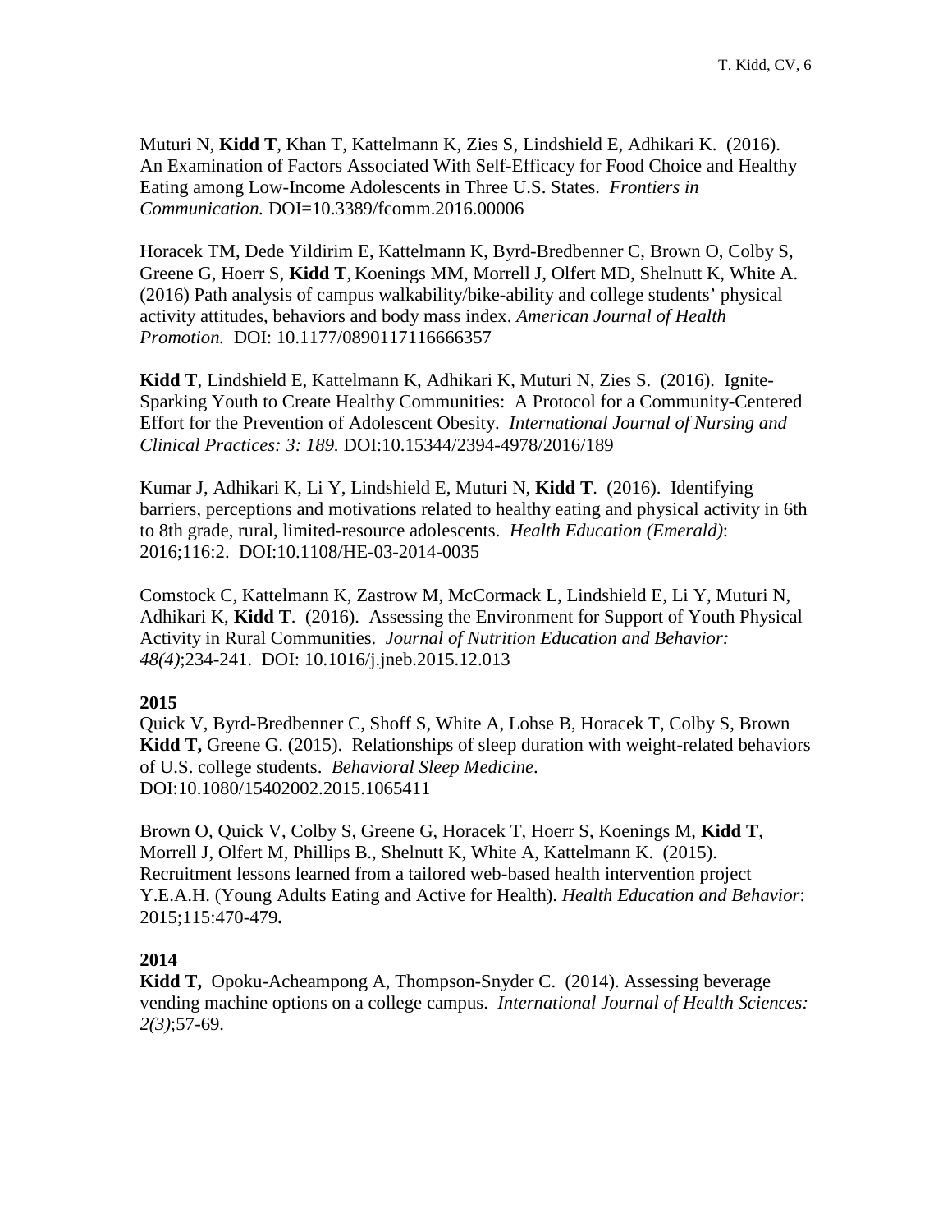Muturi N, **Kidd T**, Khan T, Kattelmann K, Zies S, Lindshield E, Adhikari K. (2016). An Examination of Factors Associated With Self-Efficacy for Food Choice and Healthy Eating among Low-Income Adolescents in Three U.S. States. *Frontiers in Communication.* DOI=10.3389/fcomm.2016.00006

Horacek TM, Dede Yildirim E, Kattelmann K, Byrd-Bredbenner C, Brown O, Colby S, Greene G, Hoerr S, **Kidd T**, Koenings MM, Morrell J, Olfert MD, Shelnutt K, White A. (2016) Path analysis of campus walkability/bike-ability and college students' physical activity attitudes, behaviors and body mass index. *American Journal of Health Promotion.* DOI: 10.1177/0890117116666357

**Kidd T**, Lindshield E, Kattelmann K, Adhikari K, Muturi N, Zies S. (2016). Ignite-Sparking Youth to Create Healthy Communities: A Protocol for a Community-Centered Effort for the Prevention of Adolescent Obesity. *International Journal of Nursing and Clinical Practices: 3: 189.* DOI:10.15344/2394-4978/2016/189

Kumar J, Adhikari K, Li Y, Lindshield E, Muturi N, **Kidd T**. (2016). Identifying barriers, perceptions and motivations related to healthy eating and physical activity in 6th to 8th grade, rural, limited-resource adolescents. *Health Education (Emerald)*: 2016;116:2. DOI:10.1108/HE-03-2014-0035

Comstock C, Kattelmann K, Zastrow M, McCormack L, Lindshield E, Li Y, Muturi N, Adhikari K, **Kidd T**. (2016). Assessing the Environment for Support of Youth Physical Activity in Rural Communities. *Journal of Nutrition Education and Behavior: 48(4)*;234-241. DOI: 10.1016/j.jneb.2015.12.013

**2015**

Quick V, Byrd-Bredbenner C, Shoff S, White A, Lohse B, Horacek T, Colby S, Brown **Kidd T,** Greene G. (2015). Relationships of sleep duration with weight-related behaviors of U.S. college students. *Behavioral Sleep Medicine*. DOI:10.1080/15402002.2015.1065411

Brown O, Quick V, Colby S, Greene G, Horacek T, Hoerr S, Koenings M, **Kidd T**, Morrell J, Olfert M, Phillips B., Shelnutt K, White A, Kattelmann K. (2015). Recruitment lessons learned from a tailored web-based health intervention project Y.E.A.H. (Young Adults Eating and Active for Health). *Health Education and Behavior*: 2015;115:470-479**.**

**2014**

**Kidd T,** Opoku-Acheampong A, Thompson-Snyder C. (2014). Assessing beverage vending machine options on a college campus. *International Journal of Health Sciences: 2(3)*;57-69.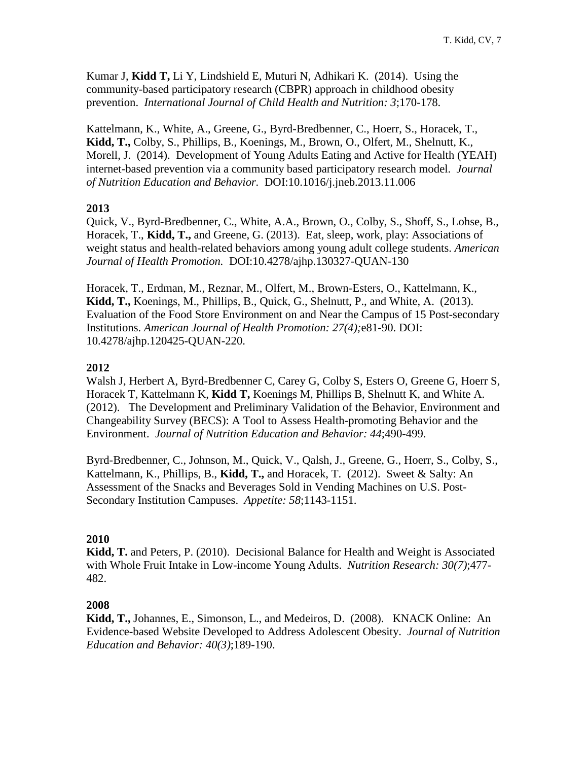Kumar J, **Kidd T,** Li Y, Lindshield E, Muturi N, Adhikari K. (2014). Using the community-based participatory research (CBPR) approach in childhood obesity prevention. *International Journal of Child Health and Nutrition: 3*;170-178.

Kattelmann, K., White, A., Greene, G., Byrd-Bredbenner, C., Hoerr, S., Horacek, T., **Kidd, T.,** Colby, S., Phillips, B., Koenings, M., Brown, O., Olfert, M., Shelnutt, K., Morell, J. (2014). Development of Young Adults Eating and Active for Health (YEAH) internet-based prevention via a community based participatory research model. *Journal of Nutrition Education and Behavior.* DOI:10.1016/j.jneb.2013.11.006

**2013**

Quick, V., Byrd-Bredbenner, C., White, A.A., Brown, O., Colby, S., Shoff, S., Lohse, B., Horacek, T., **Kidd, T.,** and Greene, G. (2013). Eat, sleep, work, play: Associations of weight status and health-related behaviors among young adult college students. *American Journal of Health Promotion.* DOI:10.4278/ajhp.130327-QUAN-130

Horacek, T., Erdman, M., Reznar, M., Olfert, M., Brown-Esters, O., Kattelmann, K., **Kidd, T.,** Koenings, M., Phillips, B., Quick, G., Shelnutt, P., and White, A. (2013). Evaluation of the Food Store Environment on and Near the Campus of 15 Post-secondary Institutions. *American Journal of Health Promotion: 27(4);*e81-90. DOI: 10.4278/ajhp.120425-QUAN-220.

**2012**

Walsh J, Herbert A, Byrd-Bredbenner C, Carey G, Colby S, Esters O, Greene G, Hoerr S, Horacek T, Kattelmann K, **Kidd T,** Koenings M, Phillips B, Shelnutt K, and White A. (2012). The Development and Preliminary Validation of the Behavior, Environment and Changeability Survey (BECS): A Tool to Assess Health-promoting Behavior and the Environment. *Journal of Nutrition Education and Behavior: 44*;490-499.

Byrd-Bredbenner, C., Johnson, M., Quick, V., Qalsh, J., Greene, G., Hoerr, S., Colby, S., Kattelmann, K., Phillips, B., **Kidd, T.,** and Horacek, T. (2012). Sweet & Salty: An Assessment of the Snacks and Beverages Sold in Vending Machines on U.S. Post-Secondary Institution Campuses. *Appetite: 58*;1143-1151.

**2010**

**Kidd, T.** and Peters, P. (2010). Decisional Balance for Health and Weight is Associated with Whole Fruit Intake in Low-income Young Adults. *Nutrition Research: 30(7)*;477-482.

**2008**

**Kidd, T.,** Johannes, E., Simonson, L., and Medeiros, D. (2008). KNACK Online: An Evidence-based Website Developed to Address Adolescent Obesity. *Journal of Nutrition Education and Behavior: 40(3)*;189-190.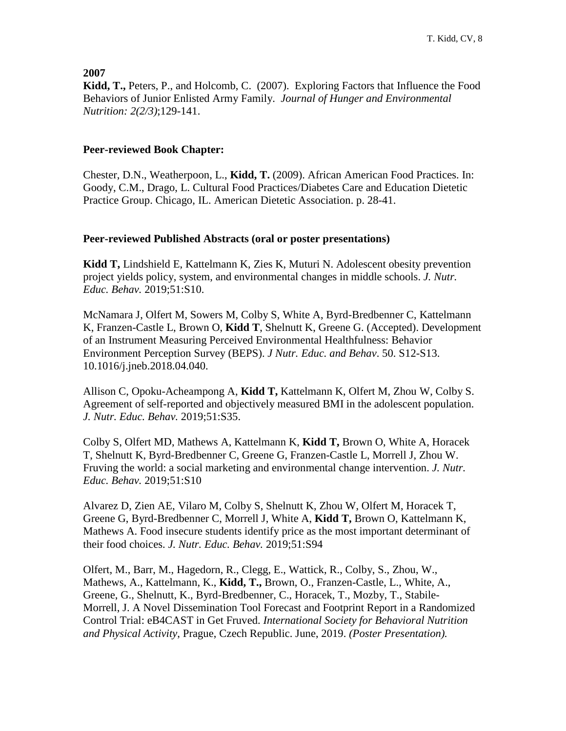**2007**

**Kidd, T.,** Peters, P., and Holcomb, C. (2007). Exploring Factors that Influence the Food Behaviors of Junior Enlisted Army Family. *Journal of Hunger and Environmental Nutrition: 2(2/3)*;129-141.

**Peer-reviewed Book Chapter:**

Chester, D.N., Weatherpoon, L., **Kidd, T.** (2009). African American Food Practices. In: Goody, C.M., Drago, L. Cultural Food Practices/Diabetes Care and Education Dietetic Practice Group. Chicago, IL. American Dietetic Association. p. 28-41.

**Peer-reviewed Published Abstracts (oral or poster presentations)**

**Kidd T,** Lindshield E, Kattelmann K, Zies K, Muturi N. Adolescent obesity prevention project yields policy, system, and environmental changes in middle schools. *J. Nutr. Educ. Behav.* 2019;51:S10.

McNamara J, Olfert M, Sowers M, Colby S, White A, Byrd-Bredbenner C, Kattelmann K, Franzen-Castle L, Brown O, **Kidd T**, Shelnutt K, Greene G. (Accepted). Development of an Instrument Measuring Perceived Environmental Healthfulness: Behavior Environment Perception Survey (BEPS). *J Nutr. Educ. and Behav*. 50. S12-S13. 10.1016/j.jneb.2018.04.040.

Allison C, Opoku-Acheampong A, **Kidd T,** Kattelmann K, Olfert M, Zhou W, Colby S. Agreement of self-reported and objectively measured BMI in the adolescent population. *J. Nutr. Educ. Behav.* 2019;51:S35.

Colby S, Olfert MD, Mathews A, Kattelmann K, **Kidd T,** Brown O, White A, Horacek T, Shelnutt K, Byrd-Bredbenner C, Greene G, Franzen-Castle L, Morrell J, Zhou W. Fruving the world: a social marketing and environmental change intervention. *J. Nutr. Educ. Behav.* 2019;51:S10

Alvarez D, Zien AE, Vilaro M, Colby S, Shelnutt K, Zhou W, Olfert M, Horacek T, Greene G, Byrd-Bredbenner C, Morrell J, White A, **Kidd T,** Brown O, Kattelmann K, Mathews A. Food insecure students identify price as the most important determinant of their food choices. *J. Nutr. Educ. Behav.* 2019;51:S94

Olfert, M., Barr, M., Hagedorn, R., Clegg, E., Wattick, R., Colby, S., Zhou, W., Mathews, A., Kattelmann, K., **Kidd, T.,** Brown, O., Franzen-Castle, L., White, A., Greene, G., Shelnutt, K., Byrd-Bredbenner, C., Horacek, T., Mozby, T., Stabile-Morrell, J. A Novel Dissemination Tool Forecast and Footprint Report in a Randomized Control Trial: eB4CAST in Get Fruved. *International Society for Behavioral Nutrition and Physical Activity*, Prague, Czech Republic. June, 2019. *(Poster Presentation).*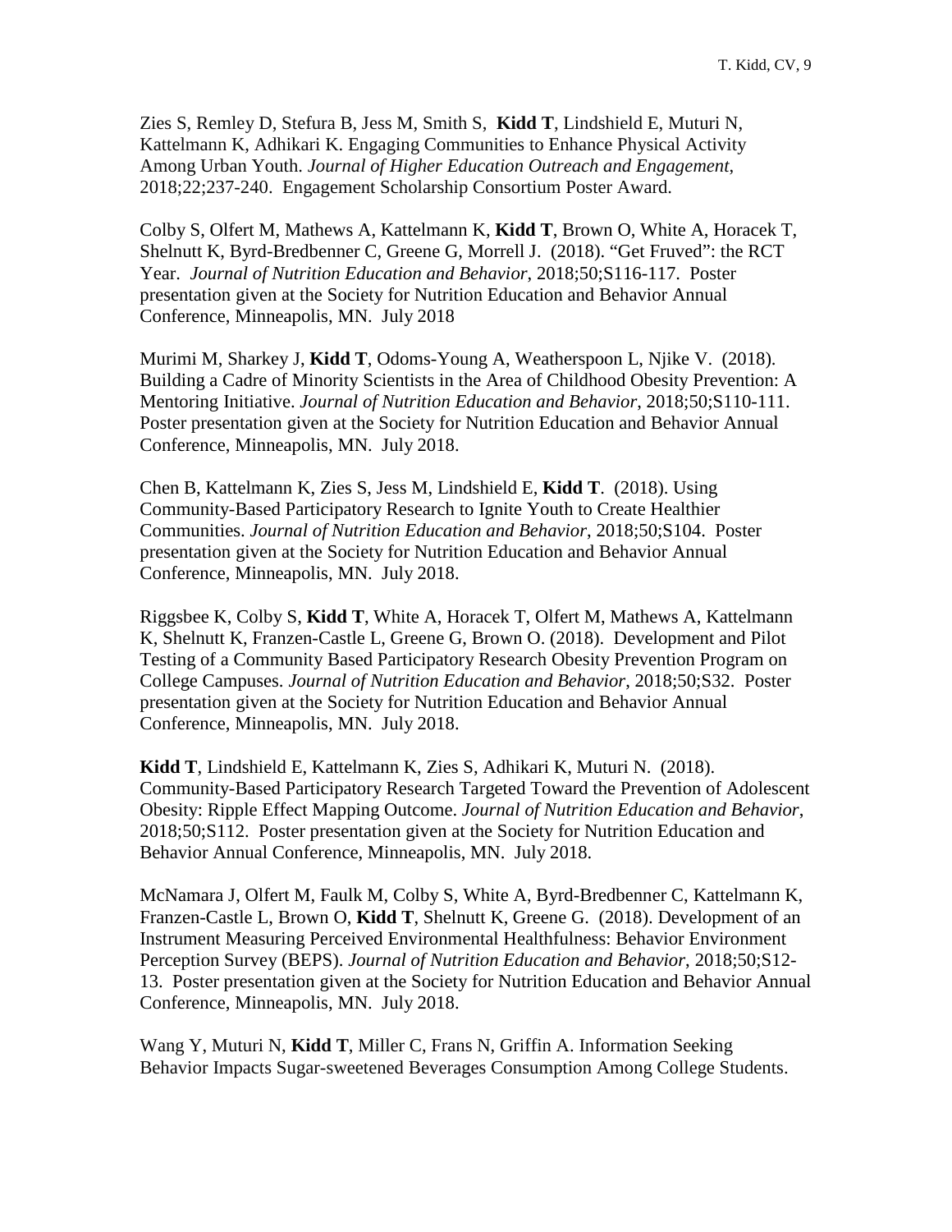Zies S, Remley D, Stefura B, Jess M, Smith S,  **Kidd T**, Lindshield E, Muturi N, Kattelmann K, Adhikari K. Engaging Communities to Enhance Physical Activity Among Urban Youth. *Journal of Higher Education Outreach and Engagement*, 2018;22;237-240.  Engagement Scholarship Consortium Poster Award.

Colby S, Olfert M, Mathews A, Kattelmann K, **Kidd T**, Brown O, White A, Horacek T, Shelnutt K, Byrd-Bredbenner C, Greene G, Morrell J.  (2018). "Get Fruved": the RCT Year.  *Journal of Nutrition Education and Behavior*, 2018;50;S116-117.  Poster presentation given at the Society for Nutrition Education and Behavior Annual Conference, Minneapolis, MN.  July 2018

Murimi M, Sharkey J, **Kidd T**, Odoms-Young A, Weatherspoon L, Njike V.  (2018). Building a Cadre of Minority Scientists in the Area of Childhood Obesity Prevention: A Mentoring Initiative. *Journal of Nutrition Education and Behavior*, 2018;50;S110-111. Poster presentation given at the Society for Nutrition Education and Behavior Annual Conference, Minneapolis, MN.  July 2018.

Chen B, Kattelmann K, Zies S, Jess M, Lindshield E, **Kidd T**.  (2018). Using Community-Based Participatory Research to Ignite Youth to Create Healthier Communities. *Journal of Nutrition Education and Behavior*, 2018;50;S104.  Poster presentation given at the Society for Nutrition Education and Behavior Annual Conference, Minneapolis, MN.  July 2018.

Riggsbee K, Colby S, **Kidd T**, White A, Horacek T, Olfert M, Mathews A, Kattelmann K, Shelnutt K, Franzen-Castle L, Greene G, Brown O. (2018).  Development and Pilot Testing of a Community Based Participatory Research Obesity Prevention Program on College Campuses. *Journal of Nutrition Education and Behavior*, 2018;50;S32.  Poster presentation given at the Society for Nutrition Education and Behavior Annual Conference, Minneapolis, MN.  July 2018.

**Kidd T**, Lindshield E, Kattelmann K, Zies S, Adhikari K, Muturi N.  (2018). Community-Based Participatory Research Targeted Toward the Prevention of Adolescent Obesity: Ripple Effect Mapping Outcome. *Journal of Nutrition Education and Behavior*, 2018;50;S112.  Poster presentation given at the Society for Nutrition Education and Behavior Annual Conference, Minneapolis, MN.  July 2018.

McNamara J, Olfert M, Faulk M, Colby S, White A, Byrd-Bredbenner C, Kattelmann K, Franzen-Castle L, Brown O, **Kidd T**, Shelnutt K, Greene G.  (2018). Development of an Instrument Measuring Perceived Environmental Healthfulness: Behavior Environment Perception Survey (BEPS). *Journal of Nutrition Education and Behavior*, 2018;50;S12-13.  Poster presentation given at the Society for Nutrition Education and Behavior Annual Conference, Minneapolis, MN.  July 2018.

Wang Y, Muturi N, **Kidd T**, Miller C, Frans N, Griffin A. Information Seeking Behavior Impacts Sugar-sweetened Beverages Consumption Among College Students.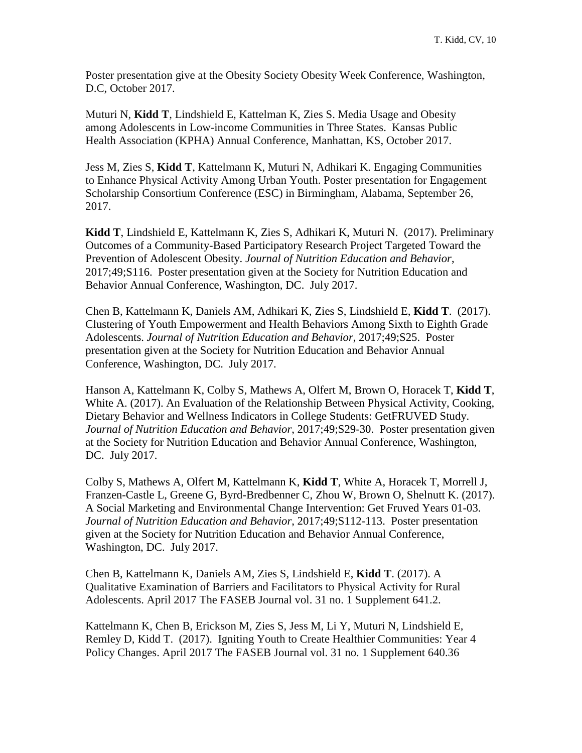Poster presentation give at the Obesity Society Obesity Week Conference, Washington, D.C, October 2017.

Muturi N, **Kidd T**, Lindshield E, Kattelman K, Zies S. Media Usage and Obesity among Adolescents in Low-income Communities in Three States. Kansas Public Health Association (KPHA) Annual Conference, Manhattan, KS, October 2017.

Jess M, Zies S, **Kidd T**, Kattelmann K, Muturi N, Adhikari K. Engaging Communities to Enhance Physical Activity Among Urban Youth. Poster presentation for Engagement Scholarship Consortium Conference (ESC) in Birmingham, Alabama, September 26, 2017.

**Kidd T**, Lindshield E, Kattelmann K, Zies S, Adhikari K, Muturi N. (2017). Preliminary Outcomes of a Community-Based Participatory Research Project Targeted Toward the Prevention of Adolescent Obesity. *Journal of Nutrition Education and Behavior*, 2017;49;S116. Poster presentation given at the Society for Nutrition Education and Behavior Annual Conference, Washington, DC. July 2017.

Chen B, Kattelmann K, Daniels AM, Adhikari K, Zies S, Lindshield E, **Kidd T**. (2017). Clustering of Youth Empowerment and Health Behaviors Among Sixth to Eighth Grade Adolescents. *Journal of Nutrition Education and Behavior*, 2017;49;S25. Poster presentation given at the Society for Nutrition Education and Behavior Annual Conference, Washington, DC. July 2017.

Hanson A, Kattelmann K, Colby S, Mathews A, Olfert M, Brown O, Horacek T, **Kidd T**, White A. (2017). An Evaluation of the Relationship Between Physical Activity, Cooking, Dietary Behavior and Wellness Indicators in College Students: GetFRUVED Study. *Journal of Nutrition Education and Behavior*, 2017;49;S29-30. Poster presentation given at the Society for Nutrition Education and Behavior Annual Conference, Washington, DC. July 2017.

Colby S, Mathews A, Olfert M, Kattelmann K, **Kidd T**, White A, Horacek T, Morrell J, Franzen-Castle L, Greene G, Byrd-Bredbenner C, Zhou W, Brown O, Shelnutt K. (2017). A Social Marketing and Environmental Change Intervention: Get Fruved Years 01-03. *Journal of Nutrition Education and Behavior*, 2017;49;S112-113. Poster presentation given at the Society for Nutrition Education and Behavior Annual Conference, Washington, DC. July 2017.

Chen B, Kattelmann K, Daniels AM, Zies S, Lindshield E, **Kidd T**. (2017). A Qualitative Examination of Barriers and Facilitators to Physical Activity for Rural Adolescents. April 2017 The FASEB Journal vol. 31 no. 1 Supplement 641.2.

Kattelmann K, Chen B, Erickson M, Zies S, Jess M, Li Y, Muturi N, Lindshield E, Remley D, Kidd T. (2017). Igniting Youth to Create Healthier Communities: Year 4 Policy Changes. April 2017 The FASEB Journal vol. 31 no. 1 Supplement 640.36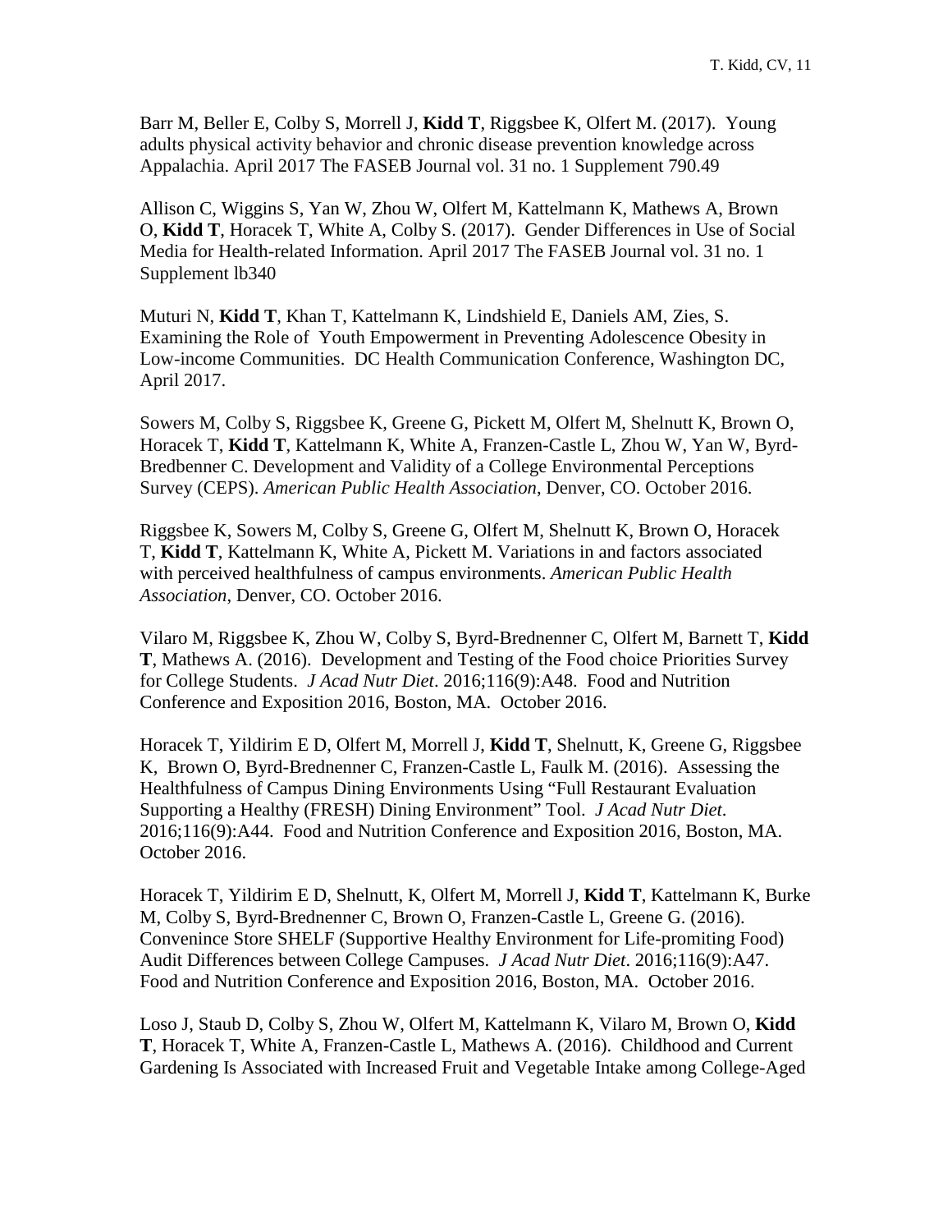Barr M, Beller E, Colby S, Morrell J, **Kidd T**, Riggsbee K, Olfert M. (2017). Young adults physical activity behavior and chronic disease prevention knowledge across Appalachia. April 2017 The FASEB Journal vol. 31 no. 1 Supplement 790.49

Allison C, Wiggins S, Yan W, Zhou W, Olfert M, Kattelmann K, Mathews A, Brown O, **Kidd T**, Horacek T, White A, Colby S. (2017). Gender Differences in Use of Social Media for Health-related Information. April 2017 The FASEB Journal vol. 31 no. 1 Supplement lb340

Muturi N, **Kidd T**, Khan T, Kattelmann K, Lindshield E, Daniels AM, Zies, S. Examining the Role of Youth Empowerment in Preventing Adolescence Obesity in Low-income Communities. DC Health Communication Conference, Washington DC, April 2017.

Sowers M, Colby S, Riggsbee K, Greene G, Pickett M, Olfert M, Shelnutt K, Brown O, Horacek T, **Kidd T**, Kattelmann K, White A, Franzen-Castle L, Zhou W, Yan W, Byrd-Bredbenner C. Development and Validity of a College Environmental Perceptions Survey (CEPS). *American Public Health Association*, Denver, CO. October 2016.

Riggsbee K, Sowers M, Colby S, Greene G, Olfert M, Shelnutt K, Brown O, Horacek T, **Kidd T**, Kattelmann K, White A, Pickett M. Variations in and factors associated with perceived healthfulness of campus environments. *American Public Health Association*, Denver, CO. October 2016.

Vilaro M, Riggsbee K, Zhou W, Colby S, Byrd-Brednenner C, Olfert M, Barnett T, **Kidd T**, Mathews A. (2016). Development and Testing of the Food choice Priorities Survey for College Students. *J Acad Nutr Diet*. 2016;116(9):A48. Food and Nutrition Conference and Exposition 2016, Boston, MA. October 2016.

Horacek T, Yildirim E D, Olfert M, Morrell J, **Kidd T**, Shelnutt, K, Greene G, Riggsbee K, Brown O, Byrd-Brednenner C, Franzen-Castle L, Faulk M. (2016). Assessing the Healthfulness of Campus Dining Environments Using "Full Restaurant Evaluation Supporting a Healthy (FRESH) Dining Environment" Tool. *J Acad Nutr Diet*. 2016;116(9):A44. Food and Nutrition Conference and Exposition 2016, Boston, MA. October 2016.

Horacek T, Yildirim E D, Shelnutt, K, Olfert M, Morrell J, **Kidd T**, Kattelmann K, Burke M, Colby S, Byrd-Brednenner C, Brown O, Franzen-Castle L, Greene G. (2016). Convenince Store SHELF (Supportive Healthy Environment for Life-promiting Food) Audit Differences between College Campuses. *J Acad Nutr Diet*. 2016;116(9):A47. Food and Nutrition Conference and Exposition 2016, Boston, MA. October 2016.

Loso J, Staub D, Colby S, Zhou W, Olfert M, Kattelmann K, Vilaro M, Brown O, **Kidd T**, Horacek T, White A, Franzen-Castle L, Mathews A. (2016). Childhood and Current Gardening Is Associated with Increased Fruit and Vegetable Intake among College-Aged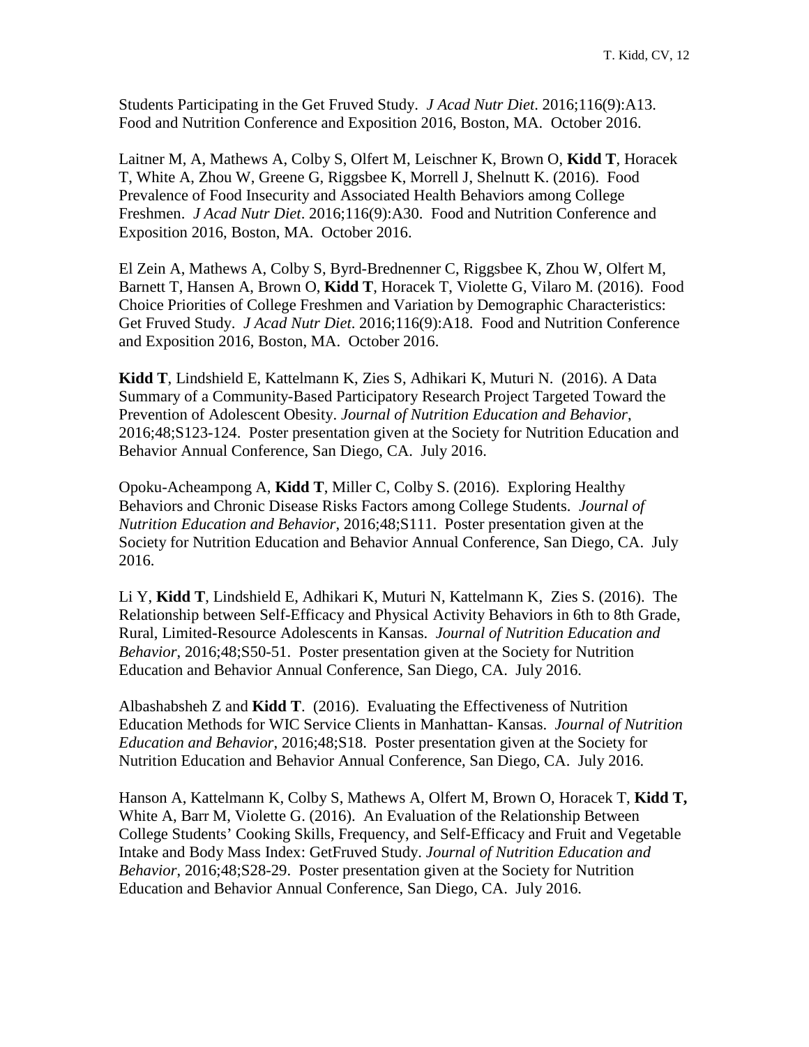Students Participating in the Get Fruved Study. *J Acad Nutr Diet*. 2016;116(9):A13. Food and Nutrition Conference and Exposition 2016, Boston, MA. October 2016.

Laitner M, A, Mathews A, Colby S, Olfert M, Leischner K, Brown O, **Kidd T**, Horacek T, White A, Zhou W, Greene G, Riggsbee K, Morrell J, Shelnutt K. (2016). Food Prevalence of Food Insecurity and Associated Health Behaviors among College Freshmen. *J Acad Nutr Diet*. 2016;116(9):A30. Food and Nutrition Conference and Exposition 2016, Boston, MA. October 2016.

El Zein A, Mathews A, Colby S, Byrd-Brednenner C, Riggsbee K, Zhou W, Olfert M, Barnett T, Hansen A, Brown O, **Kidd T**, Horacek T, Violette G, Vilaro M. (2016). Food Choice Priorities of College Freshmen and Variation by Demographic Characteristics: Get Fruved Study. *J Acad Nutr Diet*. 2016;116(9):A18. Food and Nutrition Conference and Exposition 2016, Boston, MA. October 2016.

**Kidd T**, Lindshield E, Kattelmann K, Zies S, Adhikari K, Muturi N. (2016). A Data Summary of a Community-Based Participatory Research Project Targeted Toward the Prevention of Adolescent Obesity. *Journal of Nutrition Education and Behavior*, 2016;48;S123-124. Poster presentation given at the Society for Nutrition Education and Behavior Annual Conference, San Diego, CA. July 2016.

Opoku-Acheampong A, **Kidd T**, Miller C, Colby S. (2016). Exploring Healthy Behaviors and Chronic Disease Risks Factors among College Students. *Journal of Nutrition Education and Behavior*, 2016;48;S111. Poster presentation given at the Society for Nutrition Education and Behavior Annual Conference, San Diego, CA. July 2016.

Li Y, **Kidd T**, Lindshield E, Adhikari K, Muturi N, Kattelmann K, Zies S. (2016). The Relationship between Self-Efficacy and Physical Activity Behaviors in 6th to 8th Grade, Rural, Limited-Resource Adolescents in Kansas. *Journal of Nutrition Education and Behavior*, 2016;48;S50-51. Poster presentation given at the Society for Nutrition Education and Behavior Annual Conference, San Diego, CA. July 2016.

Albashabsheh Z and **Kidd T**. (2016). Evaluating the Effectiveness of Nutrition Education Methods for WIC Service Clients in Manhattan- Kansas. *Journal of Nutrition Education and Behavior*, 2016;48;S18. Poster presentation given at the Society for Nutrition Education and Behavior Annual Conference, San Diego, CA. July 2016.

Hanson A, Kattelmann K, Colby S, Mathews A, Olfert M, Brown O, Horacek T, **Kidd T,** White A, Barr M, Violette G. (2016). An Evaluation of the Relationship Between College Students' Cooking Skills, Frequency, and Self-Efficacy and Fruit and Vegetable Intake and Body Mass Index: GetFruved Study. *Journal of Nutrition Education and Behavior*, 2016;48;S28-29. Poster presentation given at the Society for Nutrition Education and Behavior Annual Conference, San Diego, CA. July 2016.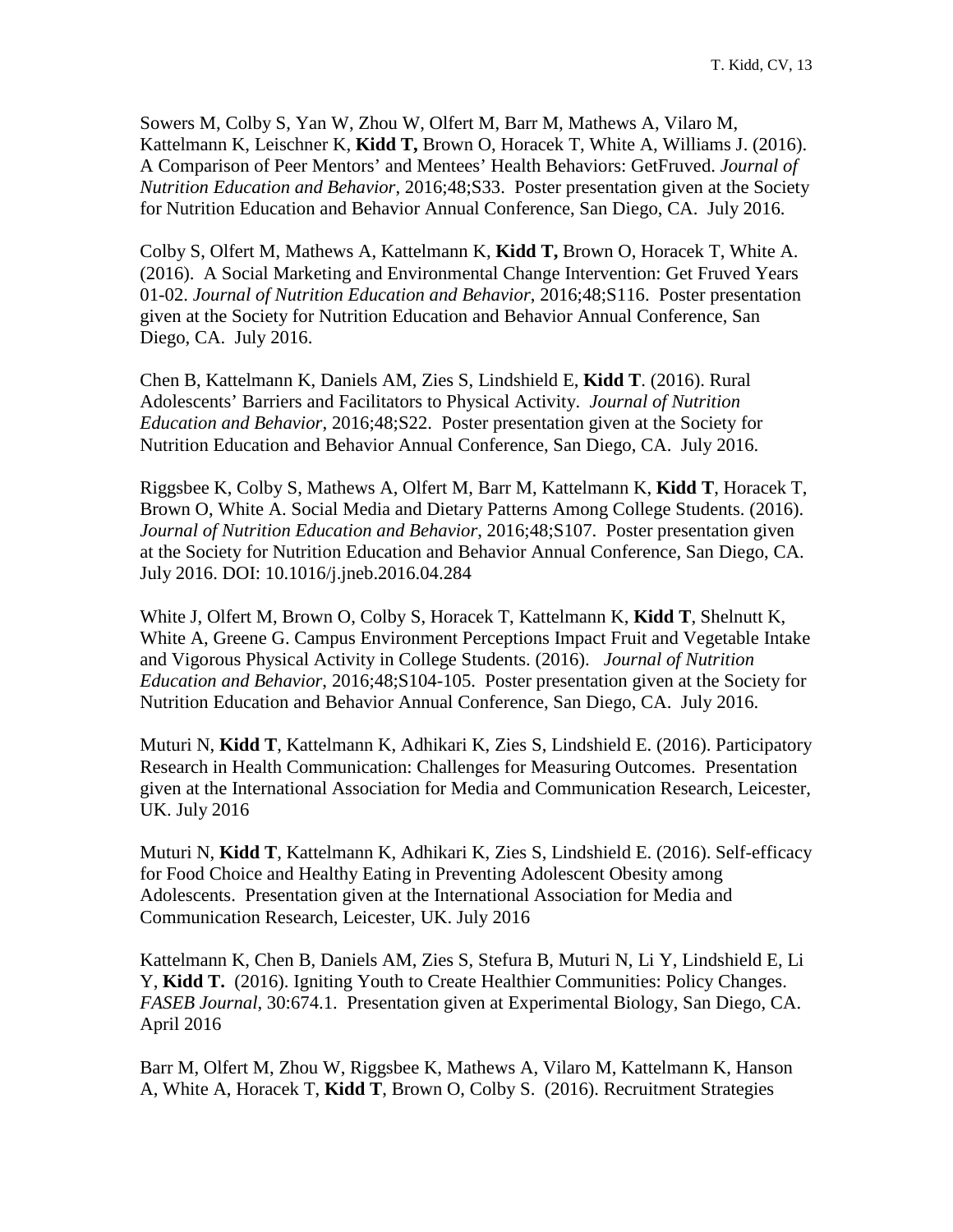Sowers M, Colby S, Yan W, Zhou W, Olfert M, Barr M, Mathews A, Vilaro M, Kattelmann K, Leischner K, **Kidd T,** Brown O, Horacek T, White A, Williams J. (2016). A Comparison of Peer Mentors' and Mentees' Health Behaviors: GetFruved. *Journal of Nutrition Education and Behavior*, 2016;48;S33. Poster presentation given at the Society for Nutrition Education and Behavior Annual Conference, San Diego, CA. July 2016.

Colby S, Olfert M, Mathews A, Kattelmann K, **Kidd T,** Brown O, Horacek T, White A. (2016). A Social Marketing and Environmental Change Intervention: Get Fruved Years 01-02. *Journal of Nutrition Education and Behavior*, 2016;48;S116. Poster presentation given at the Society for Nutrition Education and Behavior Annual Conference, San Diego, CA. July 2016.

Chen B, Kattelmann K, Daniels AM, Zies S, Lindshield E, **Kidd T**. (2016). Rural Adolescents' Barriers and Facilitators to Physical Activity. *Journal of Nutrition Education and Behavior*, 2016;48;S22. Poster presentation given at the Society for Nutrition Education and Behavior Annual Conference, San Diego, CA. July 2016.

Riggsbee K, Colby S, Mathews A, Olfert M, Barr M, Kattelmann K, **Kidd T**, Horacek T, Brown O, White A. Social Media and Dietary Patterns Among College Students. (2016). *Journal of Nutrition Education and Behavior*, 2016;48;S107. Poster presentation given at the Society for Nutrition Education and Behavior Annual Conference, San Diego, CA. July 2016. DOI: 10.1016/j.jneb.2016.04.284

White J, Olfert M, Brown O, Colby S, Horacek T, Kattelmann K, **Kidd T**, Shelnutt K, White A, Greene G. Campus Environment Perceptions Impact Fruit and Vegetable Intake and Vigorous Physical Activity in College Students. (2016). *Journal of Nutrition Education and Behavior*, 2016;48;S104-105. Poster presentation given at the Society for Nutrition Education and Behavior Annual Conference, San Diego, CA. July 2016.

Muturi N, **Kidd T**, Kattelmann K, Adhikari K, Zies S, Lindshield E. (2016). Participatory Research in Health Communication: Challenges for Measuring Outcomes. Presentation given at the International Association for Media and Communication Research, Leicester, UK. July 2016

Muturi N, **Kidd T**, Kattelmann K, Adhikari K, Zies S, Lindshield E. (2016). Self-efficacy for Food Choice and Healthy Eating in Preventing Adolescent Obesity among Adolescents. Presentation given at the International Association for Media and Communication Research, Leicester, UK. July 2016

Kattelmann K, Chen B, Daniels AM, Zies S, Stefura B, Muturi N, Li Y, Lindshield E, Li Y, **Kidd T.** (2016). Igniting Youth to Create Healthier Communities: Policy Changes. *FASEB Journal*, 30:674.1. Presentation given at Experimental Biology, San Diego, CA. April 2016

Barr M, Olfert M, Zhou W, Riggsbee K, Mathews A, Vilaro M, Kattelmann K, Hanson A, White A, Horacek T, **Kidd T**, Brown O, Colby S. (2016). Recruitment Strategies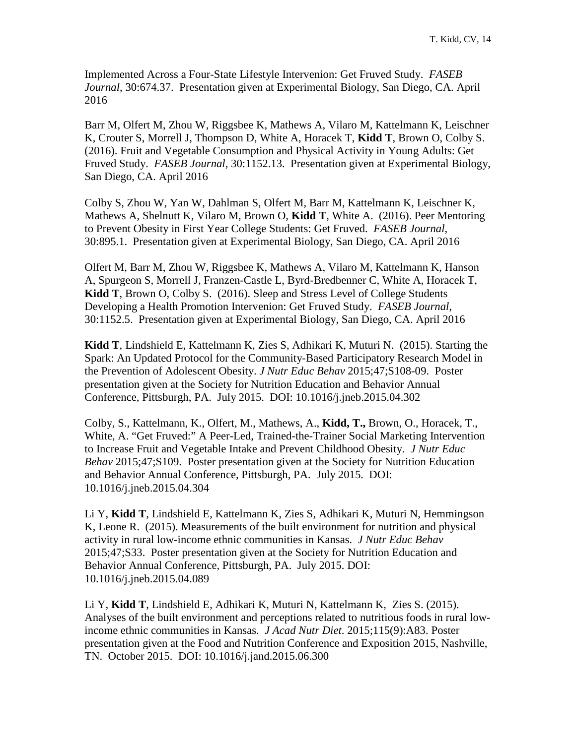Implemented Across a Four-State Lifestyle Intervenion: Get Fruved Study. *FASEB Journal*, 30:674.37. Presentation given at Experimental Biology, San Diego, CA. April 2016

Barr M, Olfert M, Zhou W, Riggsbee K, Mathews A, Vilaro M, Kattelmann K, Leischner K, Crouter S, Morrell J, Thompson D, White A, Horacek T, **Kidd T**, Brown O, Colby S. (2016). Fruit and Vegetable Consumption and Physical Activity in Young Adults: Get Fruved Study. *FASEB Journal*, 30:1152.13. Presentation given at Experimental Biology, San Diego, CA. April 2016

Colby S, Zhou W, Yan W, Dahlman S, Olfert M, Barr M, Kattelmann K, Leischner K, Mathews A, Shelnutt K, Vilaro M, Brown O, **Kidd T**, White A. (2016). Peer Mentoring to Prevent Obesity in First Year College Students: Get Fruved. *FASEB Journal*, 30:895.1. Presentation given at Experimental Biology, San Diego, CA. April 2016

Olfert M, Barr M, Zhou W, Riggsbee K, Mathews A, Vilaro M, Kattelmann K, Hanson A, Spurgeon S, Morrell J, Franzen-Castle L, Byrd-Bredbenner C, White A, Horacek T, **Kidd T**, Brown O, Colby S. (2016). Sleep and Stress Level of College Students Developing a Health Promotion Intervenion: Get Fruved Study. *FASEB Journal*, 30:1152.5. Presentation given at Experimental Biology, San Diego, CA. April 2016

**Kidd T**, Lindshield E, Kattelmann K, Zies S, Adhikari K, Muturi N. (2015). Starting the Spark: An Updated Protocol for the Community-Based Participatory Research Model in the Prevention of Adolescent Obesity. *J Nutr Educ Behav* 2015;47;S108-09. Poster presentation given at the Society for Nutrition Education and Behavior Annual Conference, Pittsburgh, PA. July 2015. DOI: 10.1016/j.jneb.2015.04.302

Colby, S., Kattelmann, K., Olfert, M., Mathews, A., **Kidd, T.,** Brown, O., Horacek, T., White, A. "Get Fruved:" A Peer-Led, Trained-the-Trainer Social Marketing Intervention to Increase Fruit and Vegetable Intake and Prevent Childhood Obesity. *J Nutr Educ Behav* 2015;47;S109. Poster presentation given at the Society for Nutrition Education and Behavior Annual Conference, Pittsburgh, PA. July 2015. DOI: 10.1016/j.jneb.2015.04.304

Li Y, **Kidd T**, Lindshield E, Kattelmann K, Zies S, Adhikari K, Muturi N, Hemmingson K, Leone R. (2015). Measurements of the built environment for nutrition and physical activity in rural low-income ethnic communities in Kansas. *J Nutr Educ Behav* 2015;47;S33. Poster presentation given at the Society for Nutrition Education and Behavior Annual Conference, Pittsburgh, PA. July 2015. DOI: 10.1016/j.jneb.2015.04.089

Li Y, **Kidd T**, Lindshield E, Adhikari K, Muturi N, Kattelmann K, Zies S. (2015). Analyses of the built environment and perceptions related to nutritious foods in rural low-income ethnic communities in Kansas. *J Acad Nutr Diet*. 2015;115(9):A83. Poster presentation given at the Food and Nutrition Conference and Exposition 2015, Nashville, TN. October 2015. DOI: 10.1016/j.jand.2015.06.300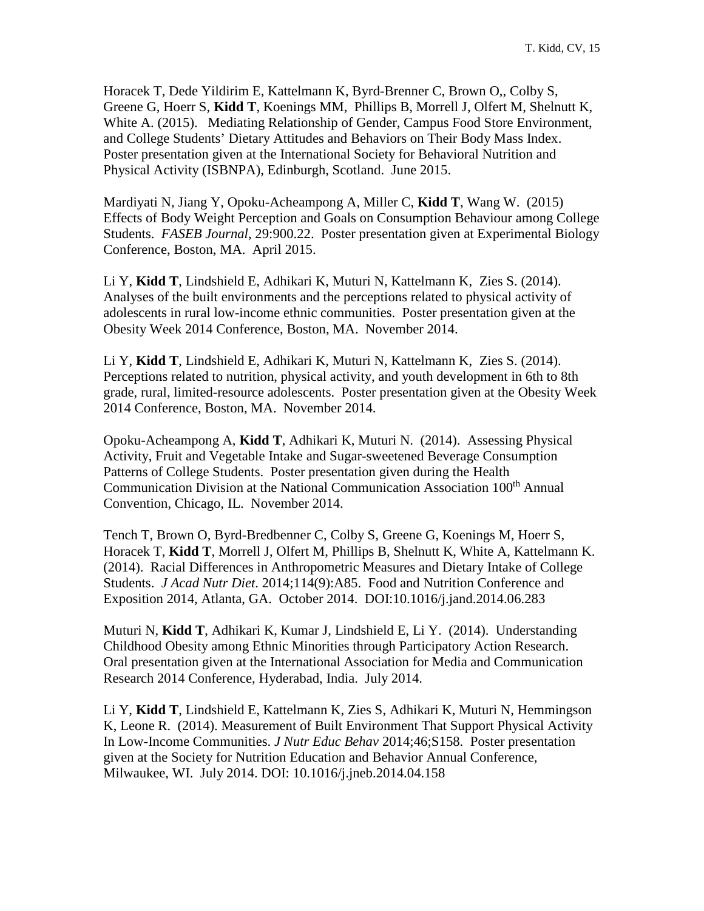Horacek T, Dede Yildirim E, Kattelmann K, Byrd-Brenner C, Brown O,, Colby S, Greene G, Hoerr S, **Kidd T**, Koenings MM, Phillips B, Morrell J, Olfert M, Shelnutt K, White A. (2015). Mediating Relationship of Gender, Campus Food Store Environment, and College Students' Dietary Attitudes and Behaviors on Their Body Mass Index. Poster presentation given at the International Society for Behavioral Nutrition and Physical Activity (ISBNPA), Edinburgh, Scotland. June 2015.

Mardiyati N, Jiang Y, Opoku-Acheampong A, Miller C, **Kidd T**, Wang W. (2015) Effects of Body Weight Perception and Goals on Consumption Behaviour among College Students. *FASEB Journal*, 29:900.22. Poster presentation given at Experimental Biology Conference, Boston, MA. April 2015.

Li Y, **Kidd T**, Lindshield E, Adhikari K, Muturi N, Kattelmann K, Zies S. (2014). Analyses of the built environments and the perceptions related to physical activity of adolescents in rural low-income ethnic communities. Poster presentation given at the Obesity Week 2014 Conference, Boston, MA. November 2014.

Li Y, **Kidd T**, Lindshield E, Adhikari K, Muturi N, Kattelmann K, Zies S. (2014). Perceptions related to nutrition, physical activity, and youth development in 6th to 8th grade, rural, limited-resource adolescents. Poster presentation given at the Obesity Week 2014 Conference, Boston, MA. November 2014.

Opoku-Acheampong A, **Kidd T**, Adhikari K, Muturi N. (2014). Assessing Physical Activity, Fruit and Vegetable Intake and Sugar-sweetened Beverage Consumption Patterns of College Students. Poster presentation given during the Health Communication Division at the National Communication Association 100th Annual Convention, Chicago, IL. November 2014.

Tench T, Brown O, Byrd-Bredbenner C, Colby S, Greene G, Koenings M, Hoerr S, Horacek T, **Kidd T**, Morrell J, Olfert M, Phillips B, Shelnutt K, White A, Kattelmann K. (2014). Racial Differences in Anthropometric Measures and Dietary Intake of College Students. *J Acad Nutr Diet*. 2014;114(9):A85. Food and Nutrition Conference and Exposition 2014, Atlanta, GA. October 2014. DOI:10.1016/j.jand.2014.06.283

Muturi N, **Kidd T**, Adhikari K, Kumar J, Lindshield E, Li Y. (2014). Understanding Childhood Obesity among Ethnic Minorities through Participatory Action Research. Oral presentation given at the International Association for Media and Communication Research 2014 Conference, Hyderabad, India. July 2014.

Li Y, **Kidd T**, Lindshield E, Kattelmann K, Zies S, Adhikari K, Muturi N, Hemmingson K, Leone R. (2014). Measurement of Built Environment That Support Physical Activity In Low-Income Communities. *J Nutr Educ Behav* 2014;46;S158. Poster presentation given at the Society for Nutrition Education and Behavior Annual Conference, Milwaukee, WI. July 2014. DOI: 10.1016/j.jneb.2014.04.158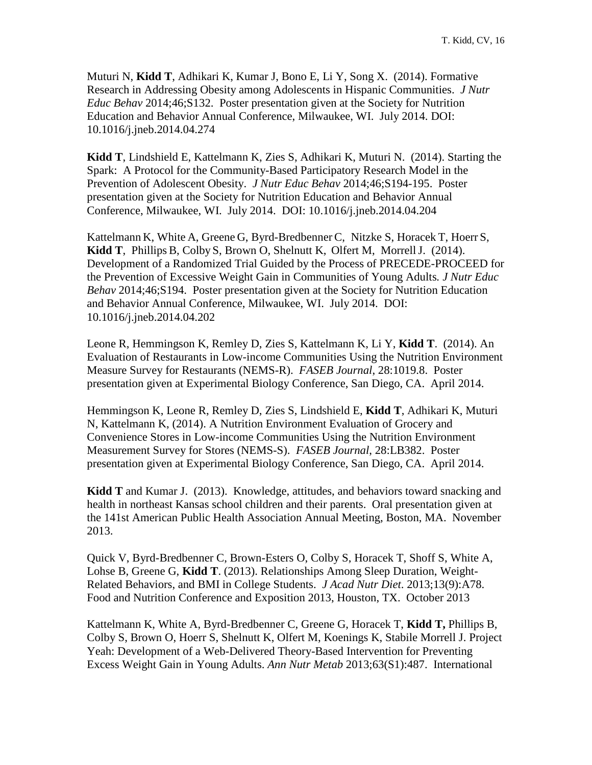Muturi N, **Kidd T**, Adhikari K, Kumar J, Bono E, Li Y, Song X. (2014). Formative Research in Addressing Obesity among Adolescents in Hispanic Communities. *J Nutr Educ Behav* 2014;46;S132. Poster presentation given at the Society for Nutrition Education and Behavior Annual Conference, Milwaukee, WI. July 2014. DOI: 10.1016/j.jneb.2014.04.274

**Kidd T**, Lindshield E, Kattelmann K, Zies S, Adhikari K, Muturi N. (2014). Starting the Spark: A Protocol for the Community-Based Participatory Research Model in the Prevention of Adolescent Obesity. *J Nutr Educ Behav* 2014;46;S194-195. Poster presentation given at the Society for Nutrition Education and Behavior Annual Conference, Milwaukee, WI. July 2014. DOI: 10.1016/j.jneb.2014.04.204

Kattelmann K, White A, Greene G, Byrd-Bredbenner C, Nitzke S, Horacek T, Hoerr S, **Kidd T**, Phillips B, Colby S, Brown O, Shelnutt K, Olfert M, Morrell J. (2014). Development of a Randomized Trial Guided by the Process of PRECEDE-PROCEED for the Prevention of Excessive Weight Gain in Communities of Young Adults*. J Nutr Educ Behav* 2014;46;S194. Poster presentation given at the Society for Nutrition Education and Behavior Annual Conference, Milwaukee, WI. July 2014. DOI: 10.1016/j.jneb.2014.04.202

Leone R, Hemmingson K, Remley D, Zies S, Kattelmann K, Li Y, **Kidd T**. (2014). An Evaluation of Restaurants in Low-income Communities Using the Nutrition Environment Measure Survey for Restaurants (NEMS-R). *FASEB Journal*, 28:1019.8. Poster presentation given at Experimental Biology Conference, San Diego, CA. April 2014.

Hemmingson K, Leone R, Remley D, Zies S, Lindshield E, **Kidd T**, Adhikari K, Muturi N, Kattelmann K, (2014). A Nutrition Environment Evaluation of Grocery and Convenience Stores in Low-income Communities Using the Nutrition Environment Measurement Survey for Stores (NEMS-S). *FASEB Journal*, 28:LB382. Poster presentation given at Experimental Biology Conference, San Diego, CA. April 2014.

**Kidd T** and Kumar J. (2013). Knowledge, attitudes, and behaviors toward snacking and health in northeast Kansas school children and their parents. Oral presentation given at the 141st American Public Health Association Annual Meeting, Boston, MA. November 2013.

Quick V, Byrd-Bredbenner C, Brown-Esters O, Colby S, Horacek T, Shoff S, White A, Lohse B, Greene G, **Kidd T**. (2013). Relationships Among Sleep Duration, Weight-Related Behaviors, and BMI in College Students. *J Acad Nutr Diet*. 2013;13(9):A78. Food and Nutrition Conference and Exposition 2013, Houston, TX. October 2013

Kattelmann K, White A, Byrd-Bredbenner C, Greene G, Horacek T, **Kidd T,** Phillips B, Colby S, Brown O, Hoerr S, Shelnutt K, Olfert M, Koenings K, Stabile Morrell J. Project Yeah: Development of a Web-Delivered Theory-Based Intervention for Preventing Excess Weight Gain in Young Adults. *Ann Nutr Metab* 2013;63(S1):487. International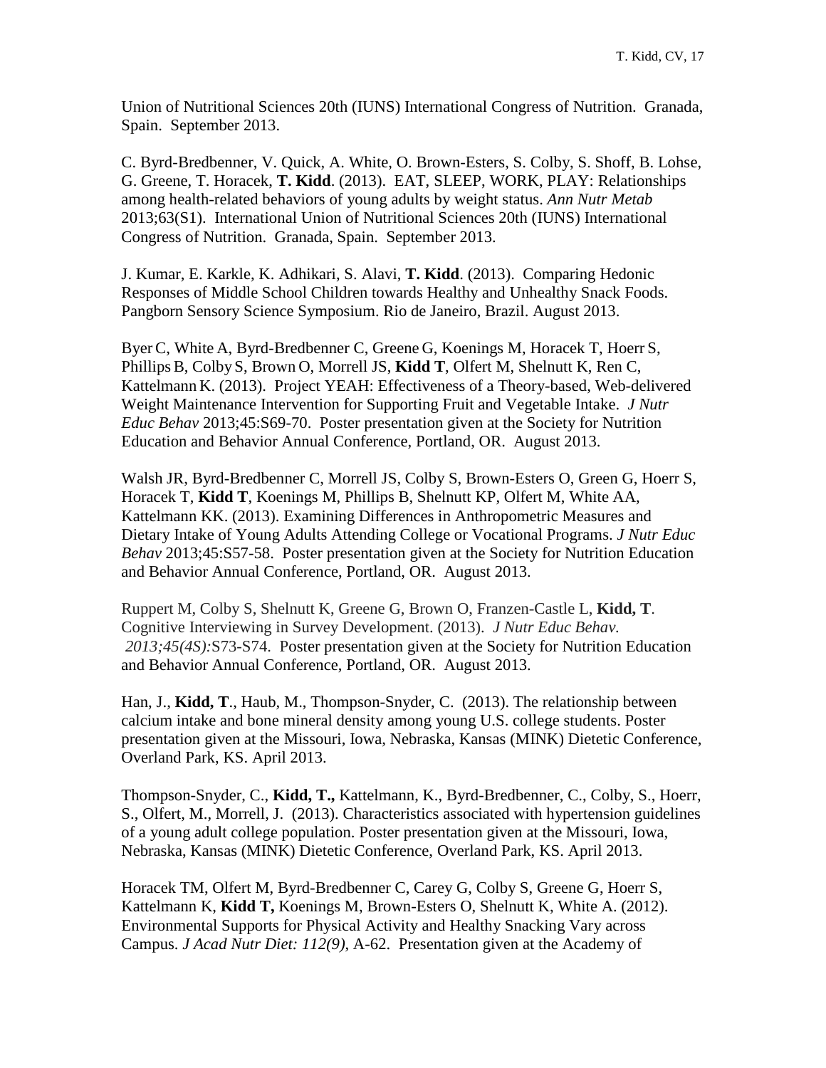Union of Nutritional Sciences 20th (IUNS) International Congress of Nutrition. Granada, Spain. September 2013.

C. Byrd-Bredbenner, V. Quick, A. White, O. Brown-Esters, S. Colby, S. Shoff, B. Lohse, G. Greene, T. Horacek, **T. Kidd**. (2013). EAT, SLEEP, WORK, PLAY: Relationships among health-related behaviors of young adults by weight status. *Ann Nutr Metab* 2013;63(S1). International Union of Nutritional Sciences 20th (IUNS) International Congress of Nutrition. Granada, Spain. September 2013.

J. Kumar, E. Karkle, K. Adhikari, S. Alavi, **T. Kidd**. (2013). Comparing Hedonic Responses of Middle School Children towards Healthy and Unhealthy Snack Foods. Pangborn Sensory Science Symposium. Rio de Janeiro, Brazil. August 2013.

Byer C, White A, Byrd-Bredbenner C, Greene G, Koenings M, Horacek T, Hoerr S, Phillips B, Colby S, Brown O, Morrell JS, **Kidd T**, Olfert M, Shelnutt K, Ren C, Kattelmann K. (2013). Project YEAH: Effectiveness of a Theory-based, Web-delivered Weight Maintenance Intervention for Supporting Fruit and Vegetable Intake. *J Nutr Educ Behav* 2013;45:S69-70. Poster presentation given at the Society for Nutrition Education and Behavior Annual Conference, Portland, OR. August 2013.

Walsh JR, Byrd-Bredbenner C, Morrell JS, Colby S, Brown-Esters O, Green G, Hoerr S, Horacek T, **Kidd T**, Koenings M, Phillips B, Shelnutt KP, Olfert M, White AA, Kattelmann KK. (2013). Examining Differences in Anthropometric Measures and Dietary Intake of Young Adults Attending College or Vocational Programs. *J Nutr Educ Behav* 2013;45:S57-58. Poster presentation given at the Society for Nutrition Education and Behavior Annual Conference, Portland, OR. August 2013.

Ruppert M, Colby S, Shelnutt K, Greene G, Brown O, Franzen-Castle L, **Kidd, T**. Cognitive Interviewing in Survey Development. (2013). *J Nutr Educ Behav. 2013;45(4S):*S73-S74. Poster presentation given at the Society for Nutrition Education and Behavior Annual Conference, Portland, OR. August 2013.

Han, J., **Kidd, T**., Haub, M., Thompson-Snyder, C. (2013). The relationship between calcium intake and bone mineral density among young U.S. college students. Poster presentation given at the Missouri, Iowa, Nebraska, Kansas (MINK) Dietetic Conference, Overland Park, KS. April 2013.

Thompson-Snyder, C., **Kidd, T.,** Kattelmann, K., Byrd-Bredbenner, C., Colby, S., Hoerr, S., Olfert, M., Morrell, J. (2013). Characteristics associated with hypertension guidelines of a young adult college population. Poster presentation given at the Missouri, Iowa, Nebraska, Kansas (MINK) Dietetic Conference, Overland Park, KS. April 2013.

Horacek TM, Olfert M, Byrd-Bredbenner C, Carey G, Colby S, Greene G, Hoerr S, Kattelmann K, **Kidd T,** Koenings M, Brown-Esters O, Shelnutt K, White A. (2012). Environmental Supports for Physical Activity and Healthy Snacking Vary across Campus. *J Acad Nutr Diet: 112(9),* A-62. Presentation given at the Academy of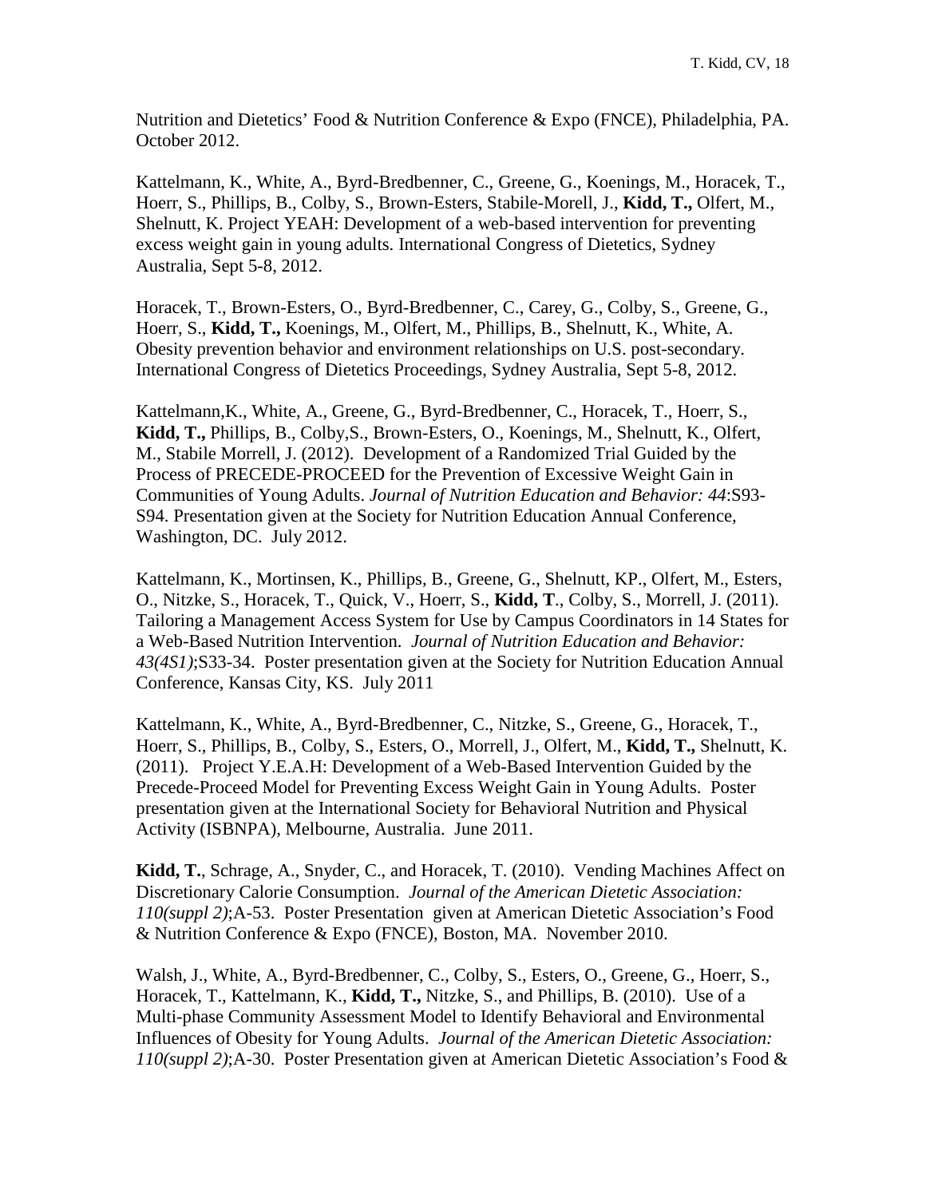Nutrition and Dietetics' Food & Nutrition Conference & Expo (FNCE), Philadelphia, PA. October 2012.

Kattelmann, K., White, A., Byrd-Bredbenner, C., Greene, G., Koenings, M., Horacek, T., Hoerr, S., Phillips, B., Colby, S., Brown-Esters, Stabile-Morell, J., **Kidd, T.,** Olfert, M., Shelnutt, K. Project YEAH: Development of a web-based intervention for preventing excess weight gain in young adults. International Congress of Dietetics, Sydney Australia, Sept 5-8, 2012.

Horacek, T., Brown-Esters, O., Byrd-Bredbenner, C., Carey, G., Colby, S., Greene, G., Hoerr, S., **Kidd, T.,** Koenings, M., Olfert, M., Phillips, B., Shelnutt, K., White, A. Obesity prevention behavior and environment relationships on U.S. post-secondary. International Congress of Dietetics Proceedings, Sydney Australia, Sept 5-8, 2012.

Kattelmann,K., White, A., Greene, G., Byrd-Bredbenner, C., Horacek, T., Hoerr, S., **Kidd, T.,** Phillips, B., Colby,S., Brown-Esters, O., Koenings, M., Shelnutt, K., Olfert, M., Stabile Morrell, J. (2012). Development of a Randomized Trial Guided by the Process of PRECEDE-PROCEED for the Prevention of Excessive Weight Gain in Communities of Young Adults. *Journal of Nutrition Education and Behavior: 44*:S93-S94. Presentation given at the Society for Nutrition Education Annual Conference, Washington, DC. July 2012.

Kattelmann, K., Mortinsen, K., Phillips, B., Greene, G., Shelnutt, KP., Olfert, M., Esters, O., Nitzke, S., Horacek, T., Quick, V., Hoerr, S., **Kidd, T**., Colby, S., Morrell, J. (2011). Tailoring a Management Access System for Use by Campus Coordinators in 14 States for a Web-Based Nutrition Intervention. *Journal of Nutrition Education and Behavior: 43(4S1)*;S33-34. Poster presentation given at the Society for Nutrition Education Annual Conference, Kansas City, KS. July 2011

Kattelmann, K., White, A., Byrd-Bredbenner, C., Nitzke, S., Greene, G., Horacek, T., Hoerr, S., Phillips, B., Colby, S., Esters, O., Morrell, J., Olfert, M., **Kidd, T.,** Shelnutt, K. (2011). Project Y.E.A.H: Development of a Web-Based Intervention Guided by the Precede-Proceed Model for Preventing Excess Weight Gain in Young Adults. Poster presentation given at the International Society for Behavioral Nutrition and Physical Activity (ISBNPA), Melbourne, Australia. June 2011.

**Kidd, T.**, Schrage, A., Snyder, C., and Horacek, T. (2010). Vending Machines Affect on Discretionary Calorie Consumption. *Journal of the American Dietetic Association: 110(suppl 2)*;A-53. Poster Presentation given at American Dietetic Association's Food & Nutrition Conference & Expo (FNCE), Boston, MA. November 2010.

Walsh, J., White, A., Byrd-Bredbenner, C., Colby, S., Esters, O., Greene, G., Hoerr, S., Horacek, T., Kattelmann, K., **Kidd, T.,** Nitzke, S., and Phillips, B. (2010). Use of a Multi-phase Community Assessment Model to Identify Behavioral and Environmental Influences of Obesity for Young Adults. *Journal of the American Dietetic Association: 110(suppl 2)*;A-30. Poster Presentation given at American Dietetic Association's Food &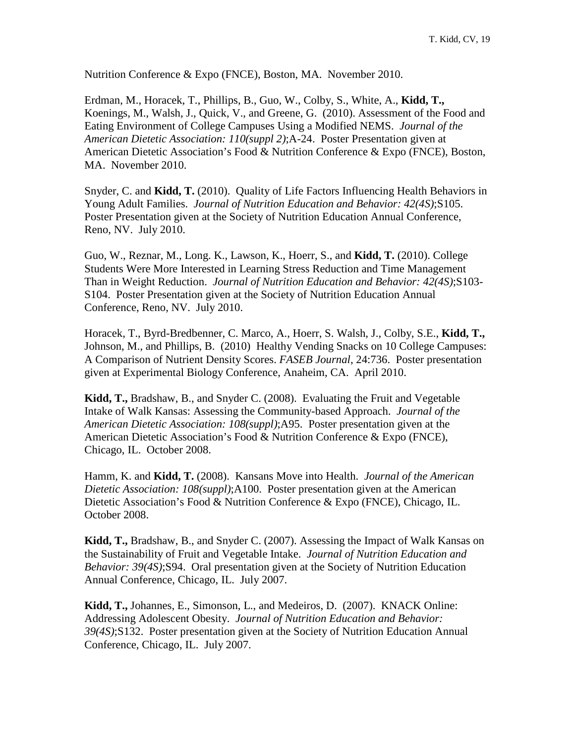Nutrition Conference & Expo (FNCE), Boston, MA. November 2010.

Erdman, M., Horacek, T., Phillips, B., Guo, W., Colby, S., White, A., **Kidd, T.,** Koenings, M., Walsh, J., Quick, V., and Greene, G. (2010). Assessment of the Food and Eating Environment of College Campuses Using a Modified NEMS. *Journal of the American Dietetic Association: 110(suppl 2)*;A-24. Poster Presentation given at American Dietetic Association's Food & Nutrition Conference & Expo (FNCE), Boston, MA. November 2010.

Snyder, C. and **Kidd, T.** (2010). Quality of Life Factors Influencing Health Behaviors in Young Adult Families. *Journal of Nutrition Education and Behavior: 42(4S)*;S105. Poster Presentation given at the Society of Nutrition Education Annual Conference, Reno, NV. July 2010.

Guo, W., Reznar, M., Long. K., Lawson, K., Hoerr, S., and **Kidd, T.** (2010). College Students Were More Interested in Learning Stress Reduction and Time Management Than in Weight Reduction. *Journal of Nutrition Education and Behavior: 42(4S)*;S103-S104. Poster Presentation given at the Society of Nutrition Education Annual Conference, Reno, NV. July 2010.

Horacek, T., Byrd-Bredbenner, C. Marco, A., Hoerr, S. Walsh, J., Colby, S.E., **Kidd, T.,** Johnson, M., and Phillips, B. (2010) Healthy Vending Snacks on 10 College Campuses: A Comparison of Nutrient Density Scores. *FASEB Journal*, 24:736. Poster presentation given at Experimental Biology Conference, Anaheim, CA. April 2010.

**Kidd, T.,** Bradshaw, B., and Snyder C. (2008). Evaluating the Fruit and Vegetable Intake of Walk Kansas: Assessing the Community-based Approach. *Journal of the American Dietetic Association: 108(suppl)*;A95. Poster presentation given at the American Dietetic Association's Food & Nutrition Conference & Expo (FNCE), Chicago, IL. October 2008.

Hamm, K. and **Kidd, T.** (2008). Kansans Move into Health. *Journal of the American Dietetic Association: 108(suppl)*;A100. Poster presentation given at the American Dietetic Association's Food & Nutrition Conference & Expo (FNCE), Chicago, IL. October 2008.

**Kidd, T.,** Bradshaw, B., and Snyder C. (2007). Assessing the Impact of Walk Kansas on the Sustainability of Fruit and Vegetable Intake. *Journal of Nutrition Education and Behavior: 39(4S)*;S94. Oral presentation given at the Society of Nutrition Education Annual Conference, Chicago, IL. July 2007.

**Kidd, T.,** Johannes, E., Simonson, L., and Medeiros, D. (2007). KNACK Online: Addressing Adolescent Obesity. *Journal of Nutrition Education and Behavior: 39(4S)*;S132. Poster presentation given at the Society of Nutrition Education Annual Conference, Chicago, IL. July 2007.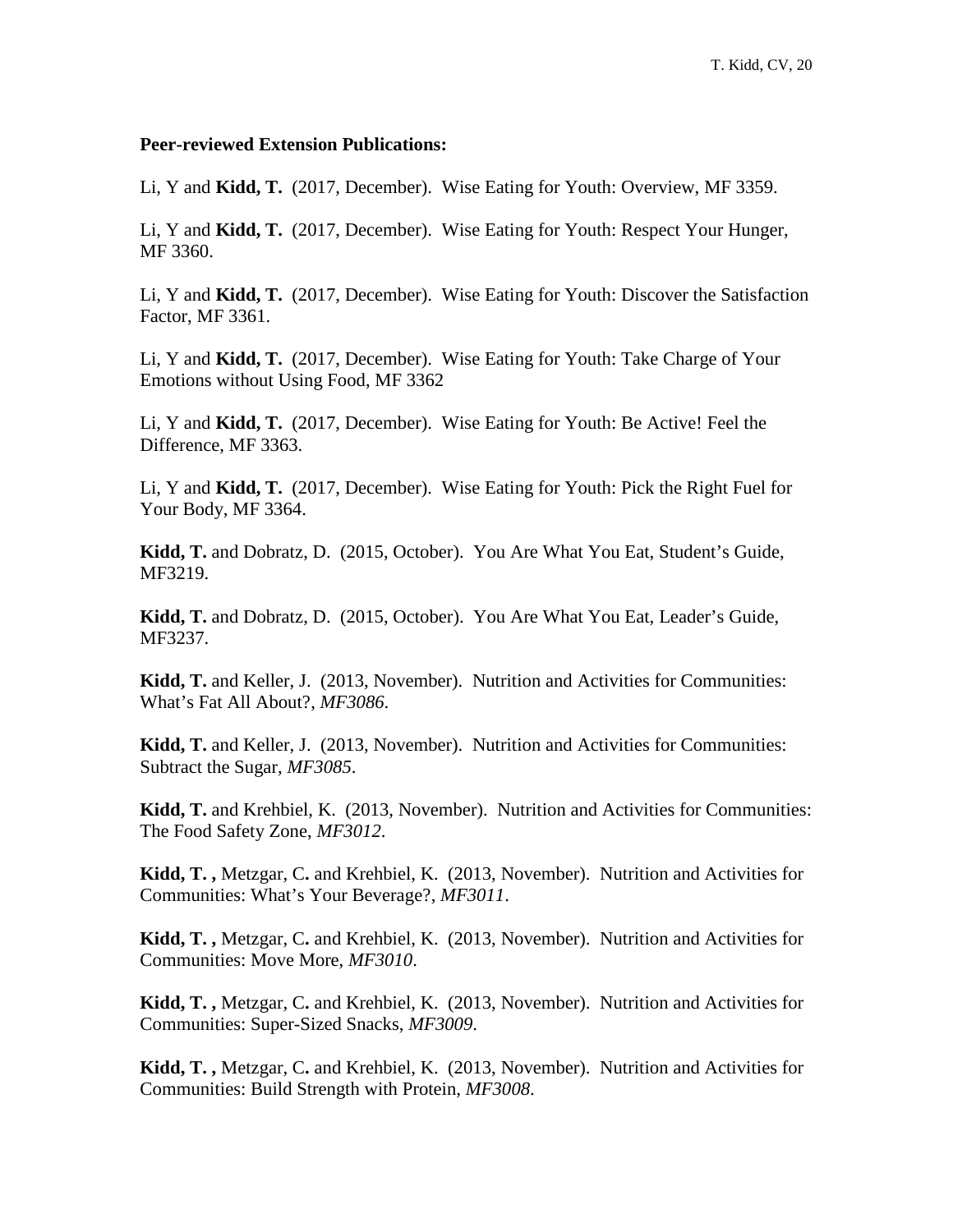**Peer-reviewed Extension Publications:**

Li, Y and **Kidd, T.** (2017, December). Wise Eating for Youth: Overview, MF 3359.

Li, Y and **Kidd, T.** (2017, December). Wise Eating for Youth: Respect Your Hunger, MF 3360.

Li, Y and **Kidd, T.** (2017, December). Wise Eating for Youth: Discover the Satisfaction Factor, MF 3361.

Li, Y and **Kidd, T.** (2017, December). Wise Eating for Youth: Take Charge of Your Emotions without Using Food, MF 3362

Li, Y and **Kidd, T.** (2017, December). Wise Eating for Youth: Be Active! Feel the Difference, MF 3363.

Li, Y and **Kidd, T.** (2017, December). Wise Eating for Youth: Pick the Right Fuel for Your Body, MF 3364.

**Kidd, T.** and Dobratz, D. (2015, October). You Are What You Eat, Student's Guide, MF3219.

**Kidd, T.** and Dobratz, D. (2015, October). You Are What You Eat, Leader's Guide, MF3237.

**Kidd, T.** and Keller, J. (2013, November). Nutrition and Activities for Communities: What's Fat All About?, *MF3086*.

**Kidd, T.** and Keller, J. (2013, November). Nutrition and Activities for Communities: Subtract the Sugar, *MF3085*.

**Kidd, T.** and Krehbiel, K. (2013, November). Nutrition and Activities for Communities: The Food Safety Zone, *MF3012*.

**Kidd, T. ,** Metzgar, C**.** and Krehbiel, K. (2013, November). Nutrition and Activities for Communities: What's Your Beverage?, *MF3011*.

**Kidd, T. ,** Metzgar, C**.** and Krehbiel, K. (2013, November). Nutrition and Activities for Communities: Move More, *MF3010*.

**Kidd, T. ,** Metzgar, C**.** and Krehbiel, K. (2013, November). Nutrition and Activities for Communities: Super-Sized Snacks, *MF3009*.

**Kidd, T. ,** Metzgar, C**.** and Krehbiel, K. (2013, November). Nutrition and Activities for Communities: Build Strength with Protein, *MF3008*.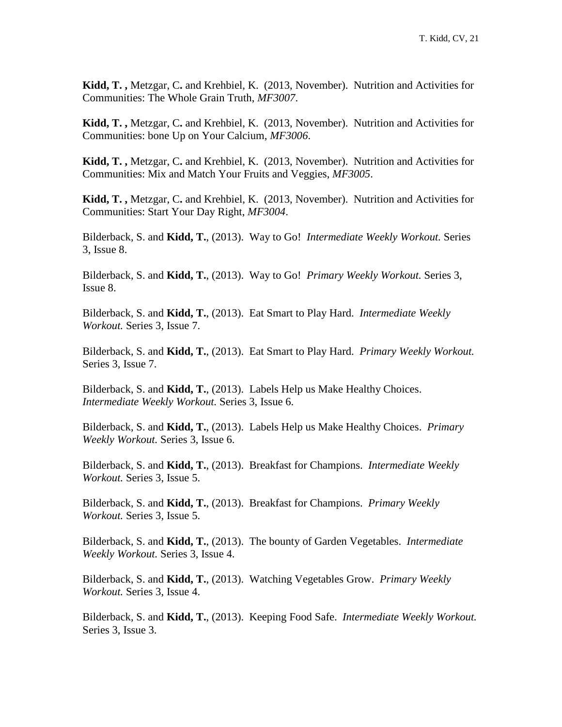**Kidd, T. ,** Metzgar, C**.** and Krehbiel, K. (2013, November). Nutrition and Activities for Communities: The Whole Grain Truth, *MF3007*.

**Kidd, T. ,** Metzgar, C**.** and Krehbiel, K. (2013, November). Nutrition and Activities for Communities: bone Up on Your Calcium, *MF3006*.

**Kidd, T. ,** Metzgar, C**.** and Krehbiel, K. (2013, November). Nutrition and Activities for Communities: Mix and Match Your Fruits and Veggies, *MF3005*.

**Kidd, T. ,** Metzgar, C**.** and Krehbiel, K. (2013, November). Nutrition and Activities for Communities: Start Your Day Right, *MF3004*.

Bilderback, S. and **Kidd, T.**, (2013). Way to Go! *Intermediate Weekly Workout.* Series 3, Issue 8.

Bilderback, S. and **Kidd, T.**, (2013). Way to Go! *Primary Weekly Workout.* Series 3, Issue 8.

Bilderback, S. and **Kidd, T.**, (2013). Eat Smart to Play Hard. *Intermediate Weekly Workout.* Series 3, Issue 7.

Bilderback, S. and **Kidd, T.**, (2013). Eat Smart to Play Hard. *Primary Weekly Workout.* Series 3, Issue 7.

Bilderback, S. and **Kidd, T.**, (2013). Labels Help us Make Healthy Choices. *Intermediate Weekly Workout.* Series 3, Issue 6.

Bilderback, S. and **Kidd, T.**, (2013). Labels Help us Make Healthy Choices. *Primary Weekly Workout.* Series 3, Issue 6.

Bilderback, S. and **Kidd, T.**, (2013). Breakfast for Champions. *Intermediate Weekly Workout.* Series 3, Issue 5.

Bilderback, S. and **Kidd, T.**, (2013). Breakfast for Champions. *Primary Weekly Workout.* Series 3, Issue 5.

Bilderback, S. and **Kidd, T.**, (2013). The bounty of Garden Vegetables. *Intermediate Weekly Workout.* Series 3, Issue 4.

Bilderback, S. and **Kidd, T.**, (2013). Watching Vegetables Grow. *Primary Weekly Workout.* Series 3, Issue 4.

Bilderback, S. and **Kidd, T.**, (2013). Keeping Food Safe. *Intermediate Weekly Workout.* Series 3, Issue 3.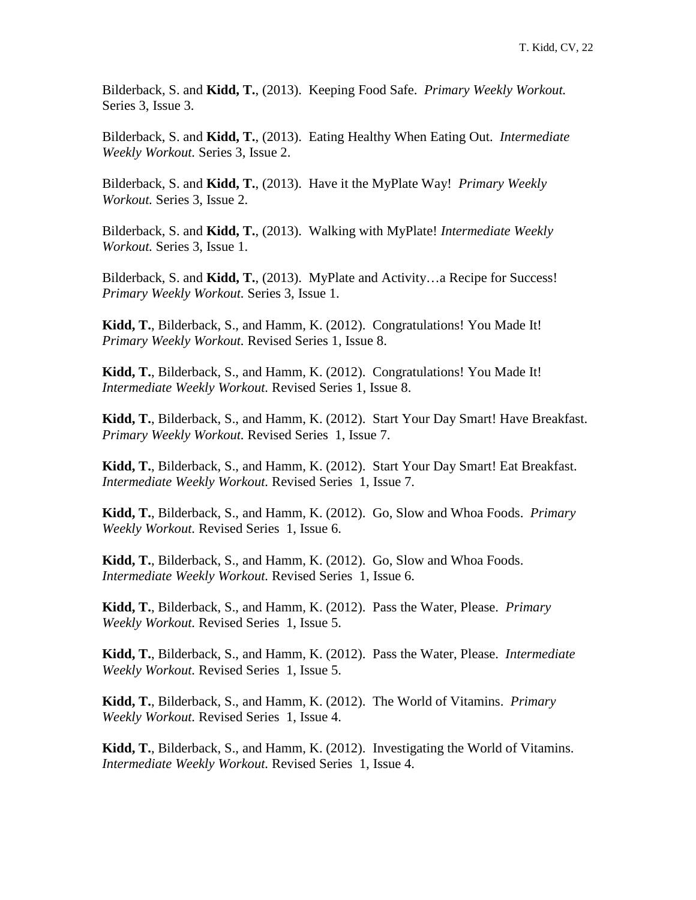Bilderback, S. and **Kidd, T.**, (2013). Keeping Food Safe. *Primary Weekly Workout.* Series 3, Issue 3.

Bilderback, S. and **Kidd, T.**, (2013). Eating Healthy When Eating Out. *Intermediate Weekly Workout.* Series 3, Issue 2.

Bilderback, S. and **Kidd, T.**, (2013). Have it the MyPlate Way! *Primary Weekly Workout.* Series 3, Issue 2.

Bilderback, S. and **Kidd, T.**, (2013). Walking with MyPlate! *Intermediate Weekly Workout.* Series 3, Issue 1.

Bilderback, S. and **Kidd, T.**, (2013). MyPlate and Activity…a Recipe for Success! *Primary Weekly Workout.* Series 3, Issue 1.

**Kidd, T.**, Bilderback, S., and Hamm, K. (2012). Congratulations! You Made It! *Primary Weekly Workout.* Revised Series 1, Issue 8.

**Kidd, T.**, Bilderback, S., and Hamm, K. (2012). Congratulations! You Made It! *Intermediate Weekly Workout.* Revised Series 1, Issue 8.

**Kidd, T.**, Bilderback, S., and Hamm, K. (2012). Start Your Day Smart! Have Breakfast. *Primary Weekly Workout.* Revised Series 1, Issue 7.

**Kidd, T.**, Bilderback, S., and Hamm, K. (2012). Start Your Day Smart! Eat Breakfast. *Intermediate Weekly Workout.* Revised Series 1, Issue 7.

**Kidd, T.**, Bilderback, S., and Hamm, K. (2012). Go, Slow and Whoa Foods. *Primary Weekly Workout.* Revised Series 1, Issue 6.

**Kidd, T.**, Bilderback, S., and Hamm, K. (2012). Go, Slow and Whoa Foods. *Intermediate Weekly Workout.* Revised Series 1, Issue 6.

**Kidd, T.**, Bilderback, S., and Hamm, K. (2012). Pass the Water, Please. *Primary Weekly Workout.* Revised Series 1, Issue 5.

**Kidd, T.**, Bilderback, S., and Hamm, K. (2012). Pass the Water, Please. *Intermediate Weekly Workout.* Revised Series 1, Issue 5.

**Kidd, T.**, Bilderback, S., and Hamm, K. (2012). The World of Vitamins. *Primary Weekly Workout.* Revised Series 1, Issue 4.

**Kidd, T.**, Bilderback, S., and Hamm, K. (2012). Investigating the World of Vitamins. *Intermediate Weekly Workout.* Revised Series 1, Issue 4.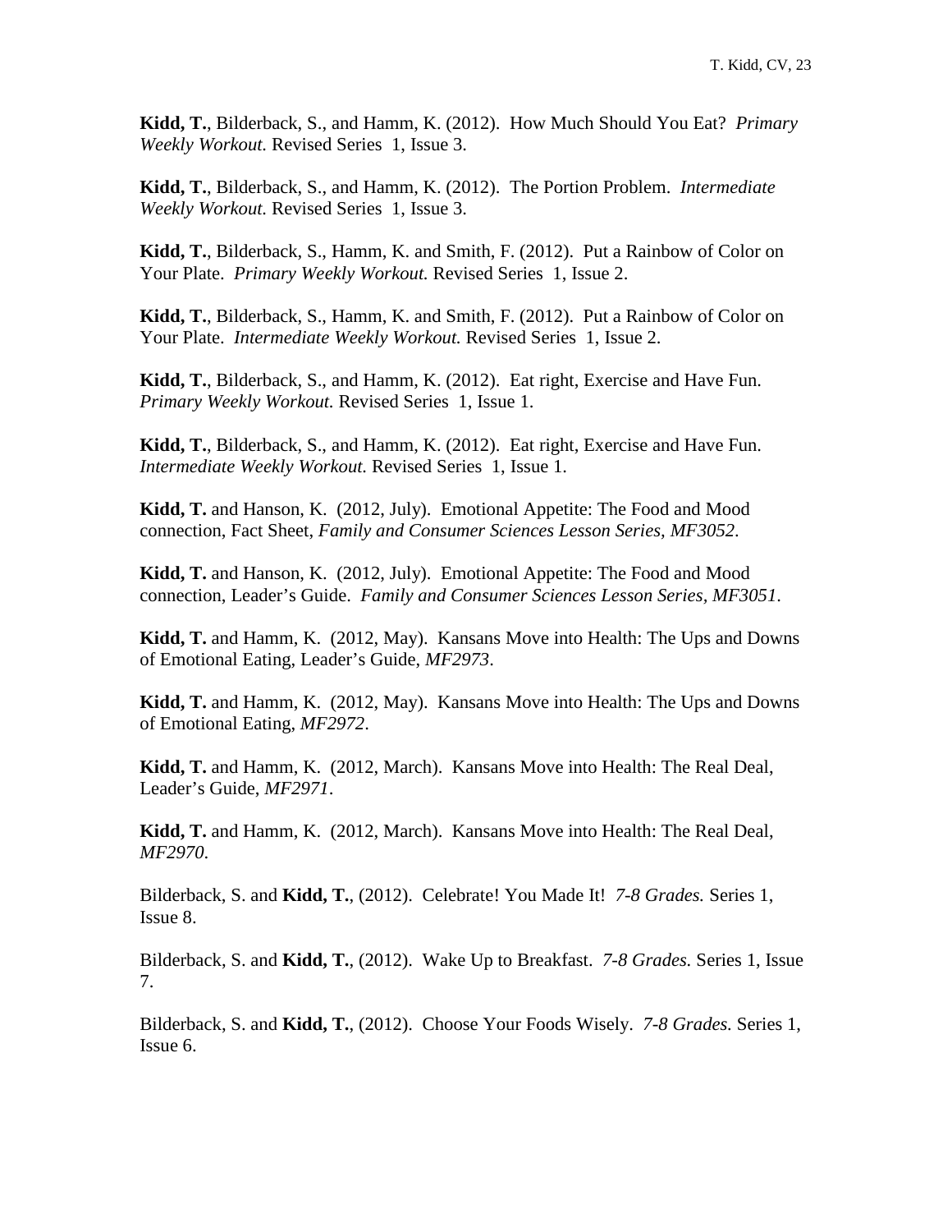**Kidd, T.**, Bilderback, S., and Hamm, K. (2012). How Much Should You Eat? *Primary Weekly Workout.* Revised Series 1, Issue 3.

**Kidd, T.**, Bilderback, S., and Hamm, K. (2012). The Portion Problem. *Intermediate Weekly Workout.* Revised Series 1, Issue 3.

**Kidd, T.**, Bilderback, S., Hamm, K. and Smith, F. (2012). Put a Rainbow of Color on Your Plate. *Primary Weekly Workout.* Revised Series 1, Issue 2.

**Kidd, T.**, Bilderback, S., Hamm, K. and Smith, F. (2012). Put a Rainbow of Color on Your Plate. *Intermediate Weekly Workout.* Revised Series 1, Issue 2.

**Kidd, T.**, Bilderback, S., and Hamm, K. (2012). Eat right, Exercise and Have Fun. *Primary Weekly Workout.* Revised Series 1, Issue 1.

**Kidd, T.**, Bilderback, S., and Hamm, K. (2012). Eat right, Exercise and Have Fun. *Intermediate Weekly Workout.* Revised Series 1, Issue 1.

**Kidd, T.** and Hanson, K. (2012, July). Emotional Appetite: The Food and Mood connection, Fact Sheet, *Family and Consumer Sciences Lesson Series, MF3052*.

**Kidd, T.** and Hanson, K. (2012, July). Emotional Appetite: The Food and Mood connection, Leader's Guide. *Family and Consumer Sciences Lesson Series, MF3051*.

**Kidd, T.** and Hamm, K. (2012, May). Kansans Move into Health: The Ups and Downs of Emotional Eating, Leader's Guide, *MF2973*.

**Kidd, T.** and Hamm, K. (2012, May). Kansans Move into Health: The Ups and Downs of Emotional Eating, *MF2972*.

**Kidd, T.** and Hamm, K. (2012, March). Kansans Move into Health: The Real Deal, Leader's Guide, *MF2971*.

**Kidd, T.** and Hamm, K. (2012, March). Kansans Move into Health: The Real Deal, *MF2970*.

Bilderback, S. and **Kidd, T.**, (2012). Celebrate! You Made It! *7-8 Grades.* Series 1, Issue 8.

Bilderback, S. and **Kidd, T.**, (2012). Wake Up to Breakfast. *7-8 Grades.* Series 1, Issue 7.

Bilderback, S. and **Kidd, T.**, (2012). Choose Your Foods Wisely. *7-8 Grades.* Series 1, Issue 6.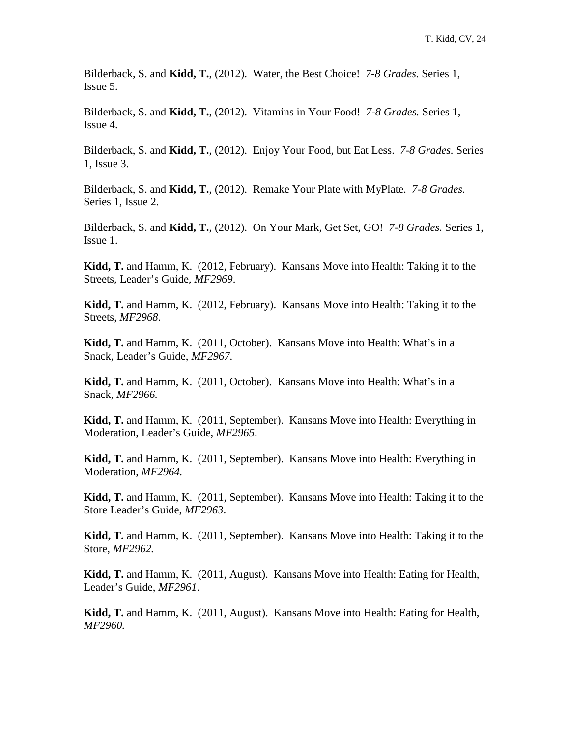Bilderback, S. and **Kidd, T.**, (2012). Water, the Best Choice! *7-8 Grades.* Series 1, Issue 5.

Bilderback, S. and **Kidd, T.**, (2012). Vitamins in Your Food! *7-8 Grades.* Series 1, Issue 4.

Bilderback, S. and **Kidd, T.**, (2012). Enjoy Your Food, but Eat Less. *7-8 Grades.* Series 1, Issue 3.

Bilderback, S. and **Kidd, T.**, (2012). Remake Your Plate with MyPlate. *7-8 Grades.* Series 1, Issue 2.

Bilderback, S. and **Kidd, T.**, (2012). On Your Mark, Get Set, GO! *7-8 Grades.* Series 1, Issue 1.

**Kidd, T.** and Hamm, K. (2012, February). Kansans Move into Health: Taking it to the Streets, Leader's Guide, *MF2969*.

**Kidd, T.** and Hamm, K. (2012, February). Kansans Move into Health: Taking it to the Streets, *MF2968*.

**Kidd, T.** and Hamm, K. (2011, October). Kansans Move into Health: What's in a Snack, Leader's Guide, *MF2967*.

**Kidd, T.** and Hamm, K. (2011, October). Kansans Move into Health: What's in a Snack, *MF2966.*

**Kidd, T.** and Hamm, K. (2011, September). Kansans Move into Health: Everything in Moderation, Leader's Guide, *MF2965*.

**Kidd, T.** and Hamm, K. (2011, September). Kansans Move into Health: Everything in Moderation, *MF2964.*

**Kidd, T.** and Hamm, K. (2011, September). Kansans Move into Health: Taking it to the Store Leader's Guide, *MF2963*.

**Kidd, T.** and Hamm, K. (2011, September). Kansans Move into Health: Taking it to the Store, *MF2962.*

**Kidd, T.** and Hamm, K. (2011, August). Kansans Move into Health: Eating for Health, Leader's Guide, *MF2961*.

**Kidd, T.** and Hamm, K. (2011, August). Kansans Move into Health: Eating for Health, *MF2960.*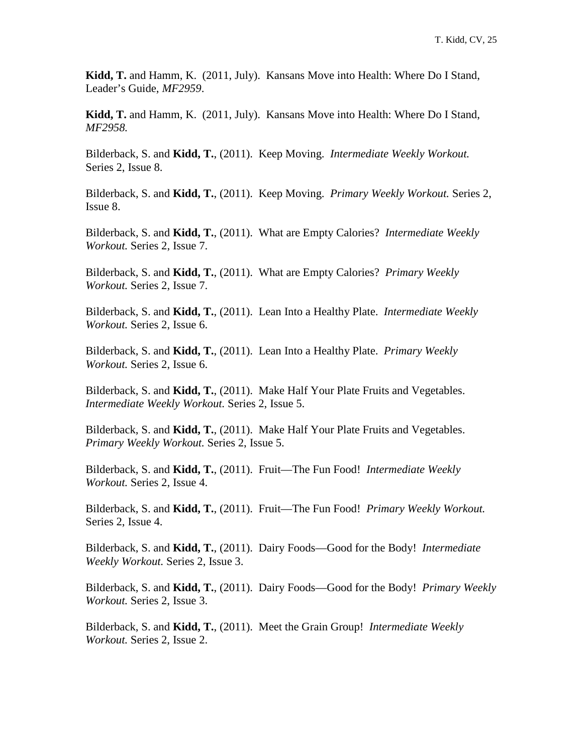**Kidd, T.** and Hamm, K. (2011, July). Kansans Move into Health: Where Do I Stand, Leader's Guide, *MF2959*.

**Kidd, T.** and Hamm, K. (2011, July). Kansans Move into Health: Where Do I Stand, *MF2958.*

Bilderback, S. and **Kidd, T.**, (2011). Keep Moving. *Intermediate Weekly Workout.* Series 2, Issue 8.

Bilderback, S. and **Kidd, T.**, (2011). Keep Moving. *Primary Weekly Workout.* Series 2, Issue 8.

Bilderback, S. and **Kidd, T.**, (2011). What are Empty Calories? *Intermediate Weekly Workout.* Series 2, Issue 7.

Bilderback, S. and **Kidd, T.**, (2011). What are Empty Calories? *Primary Weekly Workout.* Series 2, Issue 7.

Bilderback, S. and **Kidd, T.**, (2011). Lean Into a Healthy Plate. *Intermediate Weekly Workout.* Series 2, Issue 6.

Bilderback, S. and **Kidd, T.**, (2011). Lean Into a Healthy Plate. *Primary Weekly Workout.* Series 2, Issue 6.

Bilderback, S. and **Kidd, T.**, (2011). Make Half Your Plate Fruits and Vegetables. *Intermediate Weekly Workout.* Series 2, Issue 5.

Bilderback, S. and **Kidd, T.**, (2011). Make Half Your Plate Fruits and Vegetables. *Primary Weekly Workout.* Series 2, Issue 5.

Bilderback, S. and **Kidd, T.**, (2011). Fruit—The Fun Food! *Intermediate Weekly Workout.* Series 2, Issue 4.

Bilderback, S. and **Kidd, T.**, (2011). Fruit—The Fun Food! *Primary Weekly Workout.* Series 2, Issue 4.

Bilderback, S. and **Kidd, T.**, (2011). Dairy Foods—Good for the Body! *Intermediate Weekly Workout.* Series 2, Issue 3.

Bilderback, S. and **Kidd, T.**, (2011). Dairy Foods—Good for the Body! *Primary Weekly Workout.* Series 2, Issue 3.

Bilderback, S. and **Kidd, T.**, (2011). Meet the Grain Group! *Intermediate Weekly Workout.* Series 2, Issue 2.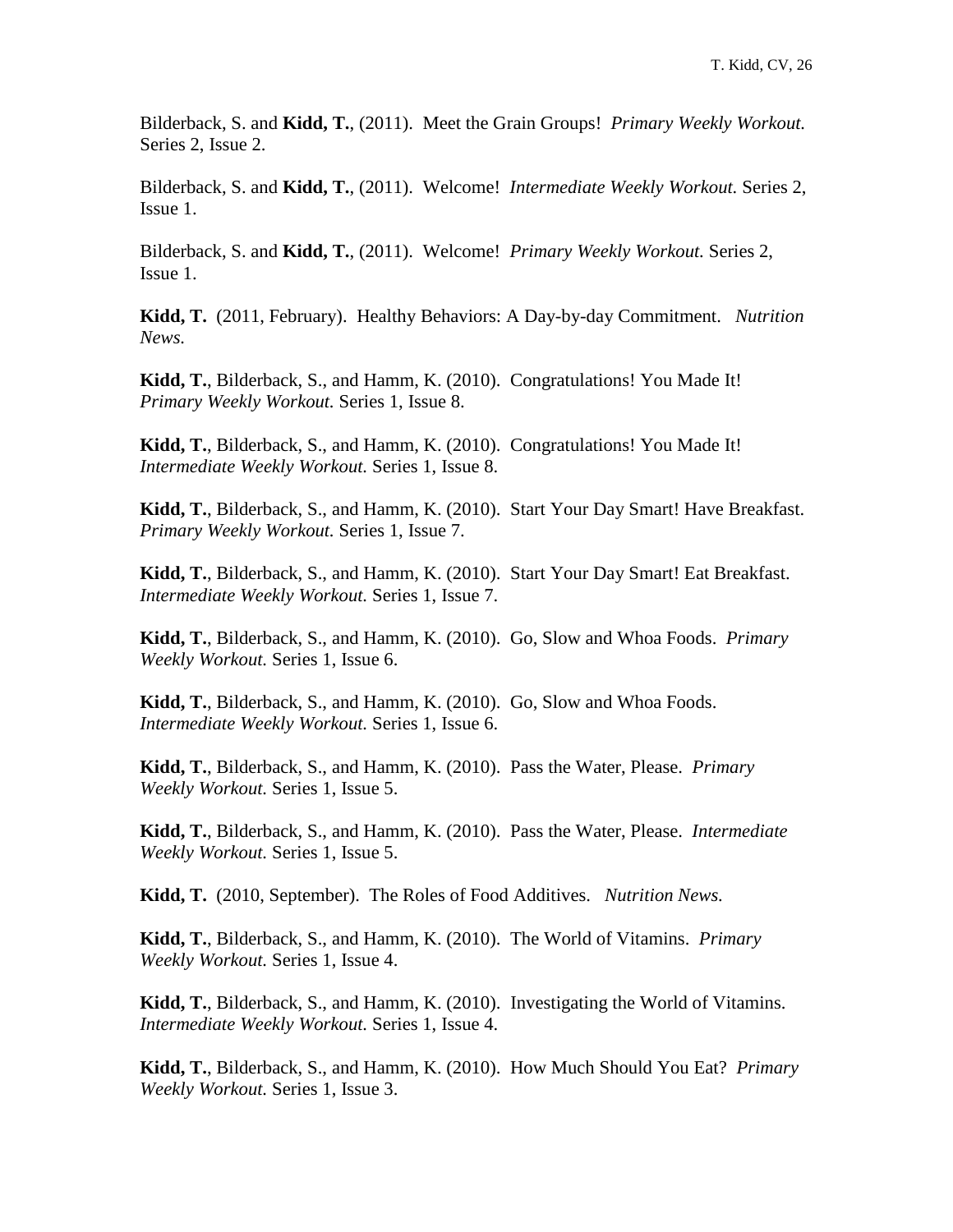Bilderback, S. and **Kidd, T.**, (2011). Meet the Grain Groups! *Primary Weekly Workout.* Series 2, Issue 2.

Bilderback, S. and **Kidd, T.**, (2011). Welcome! *Intermediate Weekly Workout.* Series 2, Issue 1.

Bilderback, S. and **Kidd, T.**, (2011). Welcome! *Primary Weekly Workout.* Series 2, Issue 1.

**Kidd, T.** (2011, February). Healthy Behaviors: A Day-by-day Commitment. *Nutrition News.*

**Kidd, T.**, Bilderback, S., and Hamm, K. (2010). Congratulations! You Made It! *Primary Weekly Workout.* Series 1, Issue 8.

**Kidd, T.**, Bilderback, S., and Hamm, K. (2010). Congratulations! You Made It! *Intermediate Weekly Workout.* Series 1, Issue 8.

**Kidd, T.**, Bilderback, S., and Hamm, K. (2010). Start Your Day Smart! Have Breakfast. *Primary Weekly Workout.* Series 1, Issue 7.

**Kidd, T.**, Bilderback, S., and Hamm, K. (2010). Start Your Day Smart! Eat Breakfast. *Intermediate Weekly Workout.* Series 1, Issue 7.

**Kidd, T.**, Bilderback, S., and Hamm, K. (2010). Go, Slow and Whoa Foods. *Primary Weekly Workout.* Series 1, Issue 6.

**Kidd, T.**, Bilderback, S., and Hamm, K. (2010). Go, Slow and Whoa Foods. *Intermediate Weekly Workout.* Series 1, Issue 6.

**Kidd, T.**, Bilderback, S., and Hamm, K. (2010). Pass the Water, Please. *Primary Weekly Workout.* Series 1, Issue 5.

**Kidd, T.**, Bilderback, S., and Hamm, K. (2010). Pass the Water, Please. *Intermediate Weekly Workout.* Series 1, Issue 5.

**Kidd, T.** (2010, September). The Roles of Food Additives. *Nutrition News.*

**Kidd, T.**, Bilderback, S., and Hamm, K. (2010). The World of Vitamins. *Primary Weekly Workout.* Series 1, Issue 4.

**Kidd, T.**, Bilderback, S., and Hamm, K. (2010). Investigating the World of Vitamins. *Intermediate Weekly Workout.* Series 1, Issue 4.

**Kidd, T.**, Bilderback, S., and Hamm, K. (2010). How Much Should You Eat? *Primary Weekly Workout.* Series 1, Issue 3.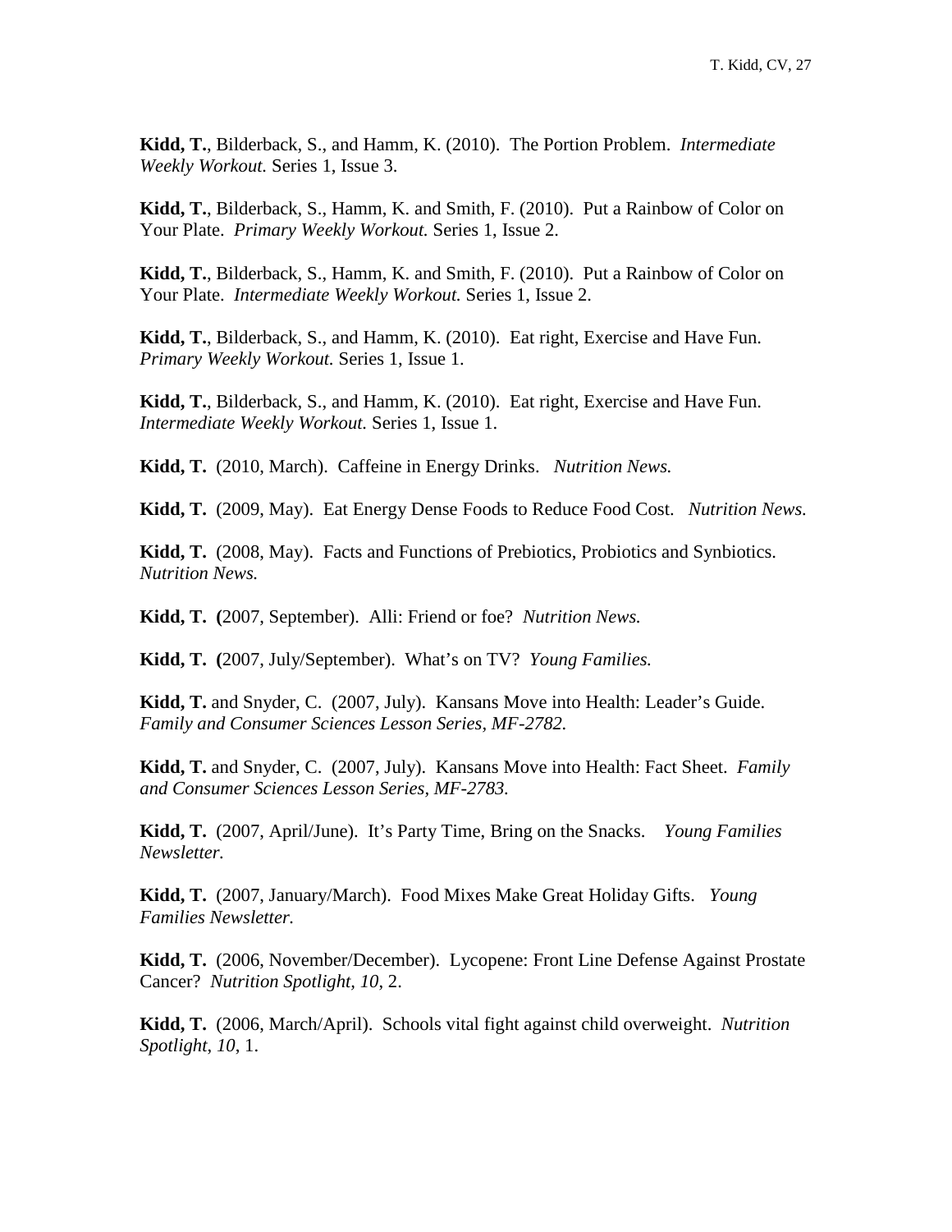**Kidd, T.**, Bilderback, S., and Hamm, K. (2010). The Portion Problem. *Intermediate Weekly Workout.* Series 1, Issue 3.

**Kidd, T.**, Bilderback, S., Hamm, K. and Smith, F. (2010). Put a Rainbow of Color on Your Plate. *Primary Weekly Workout.* Series 1, Issue 2.

**Kidd, T.**, Bilderback, S., Hamm, K. and Smith, F. (2010). Put a Rainbow of Color on Your Plate. *Intermediate Weekly Workout.* Series 1, Issue 2.

**Kidd, T.**, Bilderback, S., and Hamm, K. (2010). Eat right, Exercise and Have Fun. *Primary Weekly Workout.* Series 1, Issue 1.

**Kidd, T.**, Bilderback, S., and Hamm, K. (2010). Eat right, Exercise and Have Fun. *Intermediate Weekly Workout.* Series 1, Issue 1.

**Kidd, T.** (2010, March). Caffeine in Energy Drinks. *Nutrition News.*

**Kidd, T.** (2009, May). Eat Energy Dense Foods to Reduce Food Cost. *Nutrition News.*

**Kidd, T.** (2008, May). Facts and Functions of Prebiotics, Probiotics and Synbiotics. *Nutrition News.*

**Kidd, T. (**2007, September). Alli: Friend or foe? *Nutrition News.*

**Kidd, T. (**2007, July/September). What's on TV? *Young Families.*

**Kidd, T.** and Snyder, C. (2007, July). Kansans Move into Health: Leader's Guide. *Family and Consumer Sciences Lesson Series, MF-2782.*

**Kidd, T.** and Snyder, C. (2007, July). Kansans Move into Health: Fact Sheet. *Family and Consumer Sciences Lesson Series, MF-2783.*

**Kidd, T.** (2007, April/June). It's Party Time, Bring on the Snacks. *Young Families Newsletter.*

**Kidd, T.** (2007, January/March). Food Mixes Make Great Holiday Gifts. *Young Families Newsletter.*

**Kidd, T.** (2006, November/December). Lycopene: Front Line Defense Against Prostate Cancer? *Nutrition Spotlight*, *10*, 2.

**Kidd, T.** (2006, March/April). Schools vital fight against child overweight. *Nutrition Spotlight*, *10*, 1.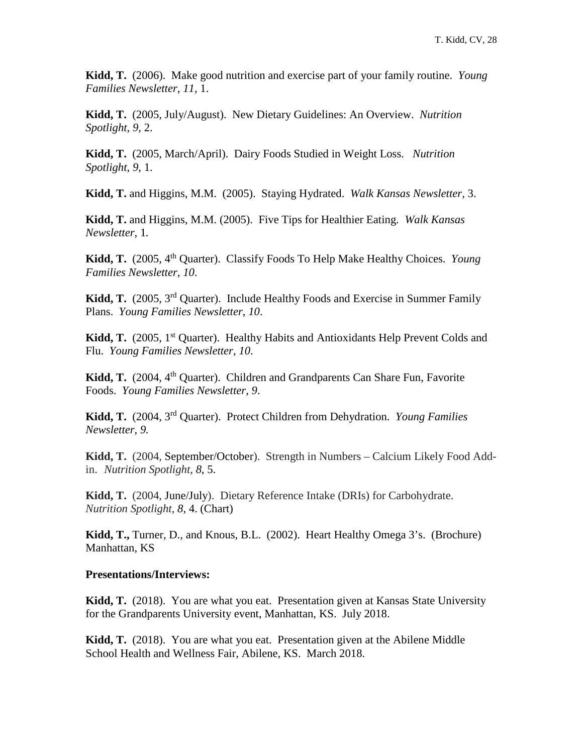**Kidd, T.** (2006). Make good nutrition and exercise part of your family routine. *Young Families Newsletter*, *11*, 1.

**Kidd, T.** (2005, July/August). New Dietary Guidelines: An Overview. *Nutrition Spotlight*, *9*, 2.

**Kidd, T.** (2005, March/April). Dairy Foods Studied in Weight Loss. *Nutrition Spotlight*, *9*, 1.

**Kidd, T.** and Higgins, M.M. (2005). Staying Hydrated. *Walk Kansas Newsletter*, 3.

**Kidd, T.** and Higgins, M.M. (2005). Five Tips for Healthier Eating. *Walk Kansas Newsletter*, 1.

**Kidd, T.** (2005, 4th Quarter). Classify Foods To Help Make Healthy Choices. *Young Families Newsletter*, *10*.

**Kidd, T.** (2005, 3rd Quarter). Include Healthy Foods and Exercise in Summer Family Plans. *Young Families Newsletter*, *10*.

**Kidd, T.** (2005, 1st Quarter). Healthy Habits and Antioxidants Help Prevent Colds and Flu. *Young Families Newsletter*, *10*.

**Kidd, T.** (2004, 4th Quarter). Children and Grandparents Can Share Fun, Favorite Foods. *Young Families Newsletter, 9*.

**Kidd, T.** (2004, 3rd Quarter). Protect Children from Dehydration. *Young Families Newsletter*, *9.*

**Kidd, T.** (2004, September/October). Strength in Numbers – Calcium Likely Food Add-in. *Nutrition Spotlight*, *8*, 5.

**Kidd, T.** (2004, June/July). Dietary Reference Intake (DRIs) for Carbohydrate. *Nutrition Spotlight*, *8*, 4. (Chart)

**Kidd, T.,** Turner, D., and Knous, B.L. (2002). Heart Healthy Omega 3's. (Brochure) Manhattan, KS

**Presentations/Interviews:**

**Kidd, T.** (2018). You are what you eat. Presentation given at Kansas State University for the Grandparents University event, Manhattan, KS. July 2018.

**Kidd, T.** (2018). You are what you eat. Presentation given at the Abilene Middle School Health and Wellness Fair, Abilene, KS. March 2018.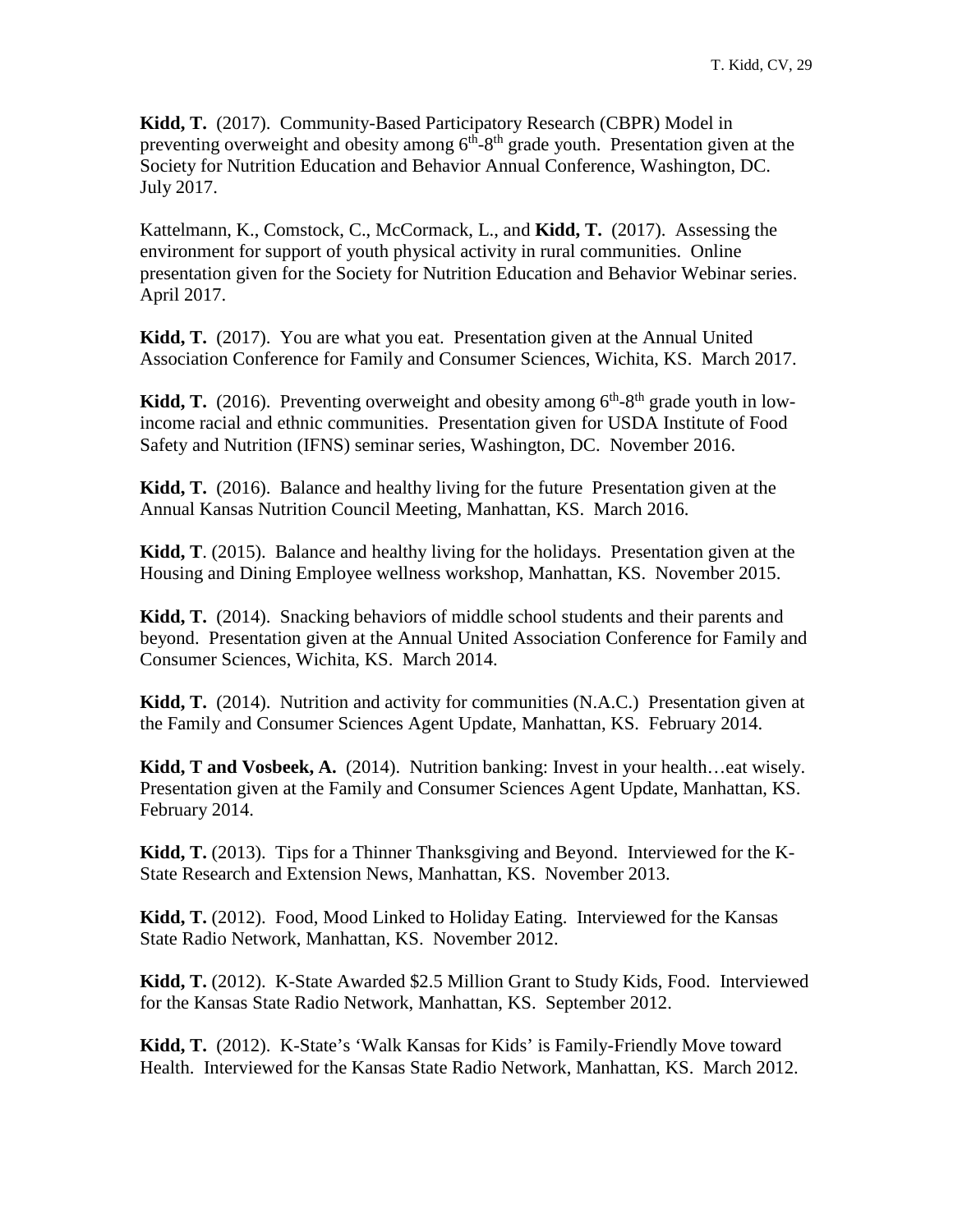**Kidd, T.** (2017). Community-Based Participatory Research (CBPR) Model in preventing overweight and obesity among $6^{th}$-$8^{th}$ grade youth. Presentation given at the Society for Nutrition Education and Behavior Annual Conference, Washington, DC. July 2017.

Kattelmann, K., Comstock, C., McCormack, L., and **Kidd, T.** (2017). Assessing the environment for support of youth physical activity in rural communities. Online presentation given for the Society for Nutrition Education and Behavior Webinar series. April 2017.

**Kidd, T.** (2017). You are what you eat. Presentation given at the Annual United Association Conference for Family and Consumer Sciences, Wichita, KS. March 2017.

**Kidd, T.** (2016). Preventing overweight and obesity among $6^{th}$-$8^{th}$ grade youth in low-income racial and ethnic communities. Presentation given for USDA Institute of Food Safety and Nutrition (IFNS) seminar series, Washington, DC. November 2016.

**Kidd, T.** (2016). Balance and healthy living for the future Presentation given at the Annual Kansas Nutrition Council Meeting, Manhattan, KS. March 2016.

**Kidd, T**. (2015). Balance and healthy living for the holidays. Presentation given at the Housing and Dining Employee wellness workshop, Manhattan, KS. November 2015.

**Kidd, T.** (2014). Snacking behaviors of middle school students and their parents and beyond. Presentation given at the Annual United Association Conference for Family and Consumer Sciences, Wichita, KS. March 2014.

**Kidd, T.** (2014). Nutrition and activity for communities (N.A.C.) Presentation given at the Family and Consumer Sciences Agent Update, Manhattan, KS. February 2014.

**Kidd, T and Vosbeek, A.** (2014). Nutrition banking: Invest in your health…eat wisely. Presentation given at the Family and Consumer Sciences Agent Update, Manhattan, KS. February 2014.

**Kidd, T.** (2013). Tips for a Thinner Thanksgiving and Beyond. Interviewed for the K-State Research and Extension News, Manhattan, KS. November 2013.

**Kidd, T.** (2012). Food, Mood Linked to Holiday Eating. Interviewed for the Kansas State Radio Network, Manhattan, KS. November 2012.

**Kidd, T.** (2012). K-State Awarded $2.5 Million Grant to Study Kids, Food. Interviewed for the Kansas State Radio Network, Manhattan, KS. September 2012.

**Kidd, T.** (2012). K-State's 'Walk Kansas for Kids' is Family-Friendly Move toward Health. Interviewed for the Kansas State Radio Network, Manhattan, KS. March 2012.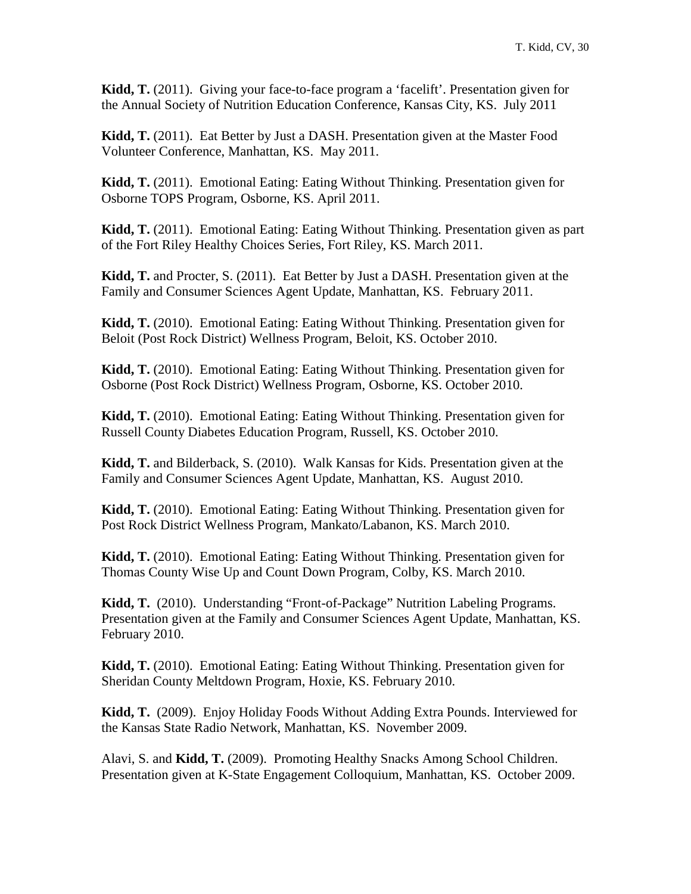**Kidd, T.** (2011). Giving your face-to-face program a 'facelift'. Presentation given for the Annual Society of Nutrition Education Conference, Kansas City, KS. July 2011

**Kidd, T.** (2011). Eat Better by Just a DASH. Presentation given at the Master Food Volunteer Conference, Manhattan, KS. May 2011.

**Kidd, T.** (2011). Emotional Eating: Eating Without Thinking. Presentation given for Osborne TOPS Program, Osborne, KS. April 2011.

**Kidd, T.** (2011). Emotional Eating: Eating Without Thinking. Presentation given as part of the Fort Riley Healthy Choices Series, Fort Riley, KS. March 2011.

**Kidd, T.** and Procter, S. (2011). Eat Better by Just a DASH. Presentation given at the Family and Consumer Sciences Agent Update, Manhattan, KS. February 2011.

**Kidd, T.** (2010). Emotional Eating: Eating Without Thinking. Presentation given for Beloit (Post Rock District) Wellness Program, Beloit, KS. October 2010.

**Kidd, T.** (2010). Emotional Eating: Eating Without Thinking. Presentation given for Osborne (Post Rock District) Wellness Program, Osborne, KS. October 2010.

**Kidd, T.** (2010). Emotional Eating: Eating Without Thinking. Presentation given for Russell County Diabetes Education Program, Russell, KS. October 2010.

**Kidd, T.** and Bilderback, S. (2010). Walk Kansas for Kids. Presentation given at the Family and Consumer Sciences Agent Update, Manhattan, KS. August 2010.

**Kidd, T.** (2010). Emotional Eating: Eating Without Thinking. Presentation given for Post Rock District Wellness Program, Mankato/Labanon, KS. March 2010.

**Kidd, T.** (2010). Emotional Eating: Eating Without Thinking. Presentation given for Thomas County Wise Up and Count Down Program, Colby, KS. March 2010.

**Kidd, T.** (2010). Understanding "Front-of-Package" Nutrition Labeling Programs. Presentation given at the Family and Consumer Sciences Agent Update, Manhattan, KS. February 2010.

**Kidd, T.** (2010). Emotional Eating: Eating Without Thinking. Presentation given for Sheridan County Meltdown Program, Hoxie, KS. February 2010.

**Kidd, T.** (2009). Enjoy Holiday Foods Without Adding Extra Pounds. Interviewed for the Kansas State Radio Network, Manhattan, KS. November 2009.

Alavi, S. and **Kidd, T.** (2009). Promoting Healthy Snacks Among School Children. Presentation given at K-State Engagement Colloquium, Manhattan, KS. October 2009.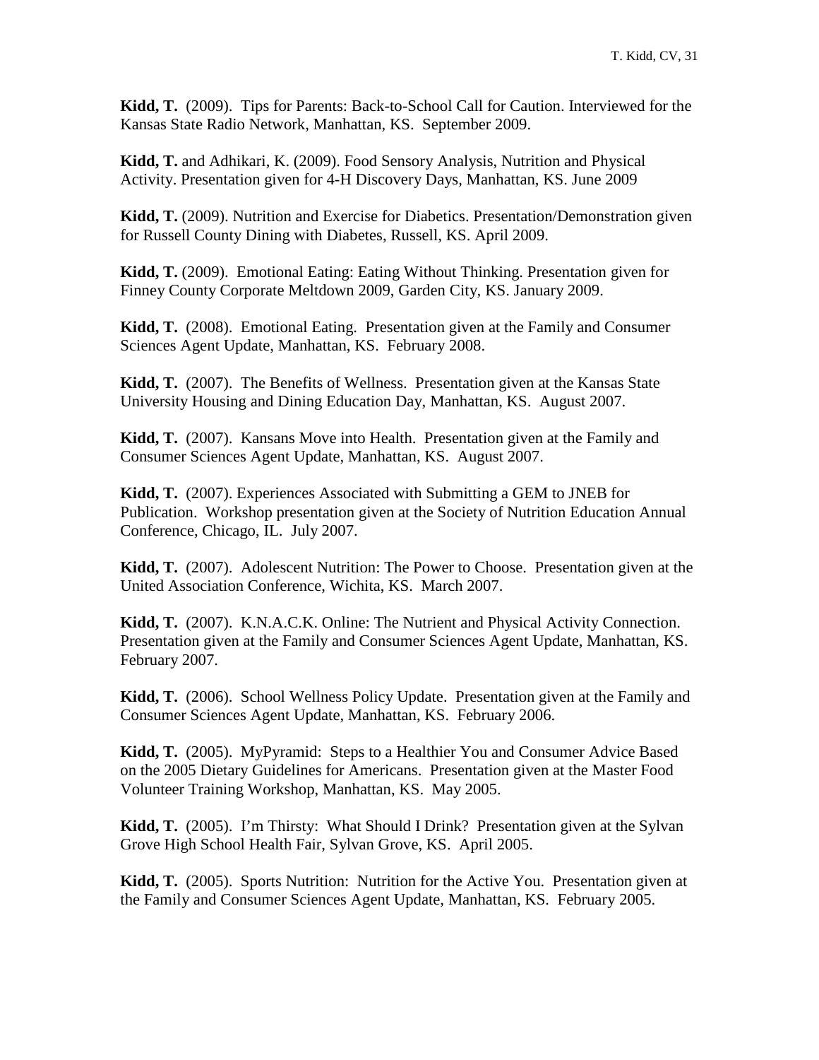**Kidd, T.** (2009). Tips for Parents: Back-to-School Call for Caution. Interviewed for the Kansas State Radio Network, Manhattan, KS. September 2009.

**Kidd, T.** and Adhikari, K. (2009). Food Sensory Analysis, Nutrition and Physical Activity. Presentation given for 4-H Discovery Days, Manhattan, KS. June 2009

**Kidd, T.** (2009). Nutrition and Exercise for Diabetics. Presentation/Demonstration given for Russell County Dining with Diabetes, Russell, KS. April 2009.

**Kidd, T.** (2009). Emotional Eating: Eating Without Thinking. Presentation given for Finney County Corporate Meltdown 2009, Garden City, KS. January 2009.

**Kidd, T.** (2008). Emotional Eating. Presentation given at the Family and Consumer Sciences Agent Update, Manhattan, KS. February 2008.

**Kidd, T.** (2007). The Benefits of Wellness. Presentation given at the Kansas State University Housing and Dining Education Day, Manhattan, KS. August 2007.

**Kidd, T.** (2007). Kansans Move into Health. Presentation given at the Family and Consumer Sciences Agent Update, Manhattan, KS. August 2007.

**Kidd, T.** (2007). Experiences Associated with Submitting a GEM to JNEB for Publication. Workshop presentation given at the Society of Nutrition Education Annual Conference, Chicago, IL. July 2007.

**Kidd, T.** (2007). Adolescent Nutrition: The Power to Choose. Presentation given at the United Association Conference, Wichita, KS. March 2007.

**Kidd, T.** (2007). K.N.A.C.K. Online: The Nutrient and Physical Activity Connection. Presentation given at the Family and Consumer Sciences Agent Update, Manhattan, KS. February 2007.

**Kidd, T.** (2006). School Wellness Policy Update. Presentation given at the Family and Consumer Sciences Agent Update, Manhattan, KS. February 2006.

**Kidd, T.** (2005). MyPyramid: Steps to a Healthier You and Consumer Advice Based on the 2005 Dietary Guidelines for Americans. Presentation given at the Master Food Volunteer Training Workshop, Manhattan, KS. May 2005.

**Kidd, T.** (2005). I'm Thirsty: What Should I Drink? Presentation given at the Sylvan Grove High School Health Fair, Sylvan Grove, KS. April 2005.

**Kidd, T.** (2005). Sports Nutrition: Nutrition for the Active You. Presentation given at the Family and Consumer Sciences Agent Update, Manhattan, KS. February 2005.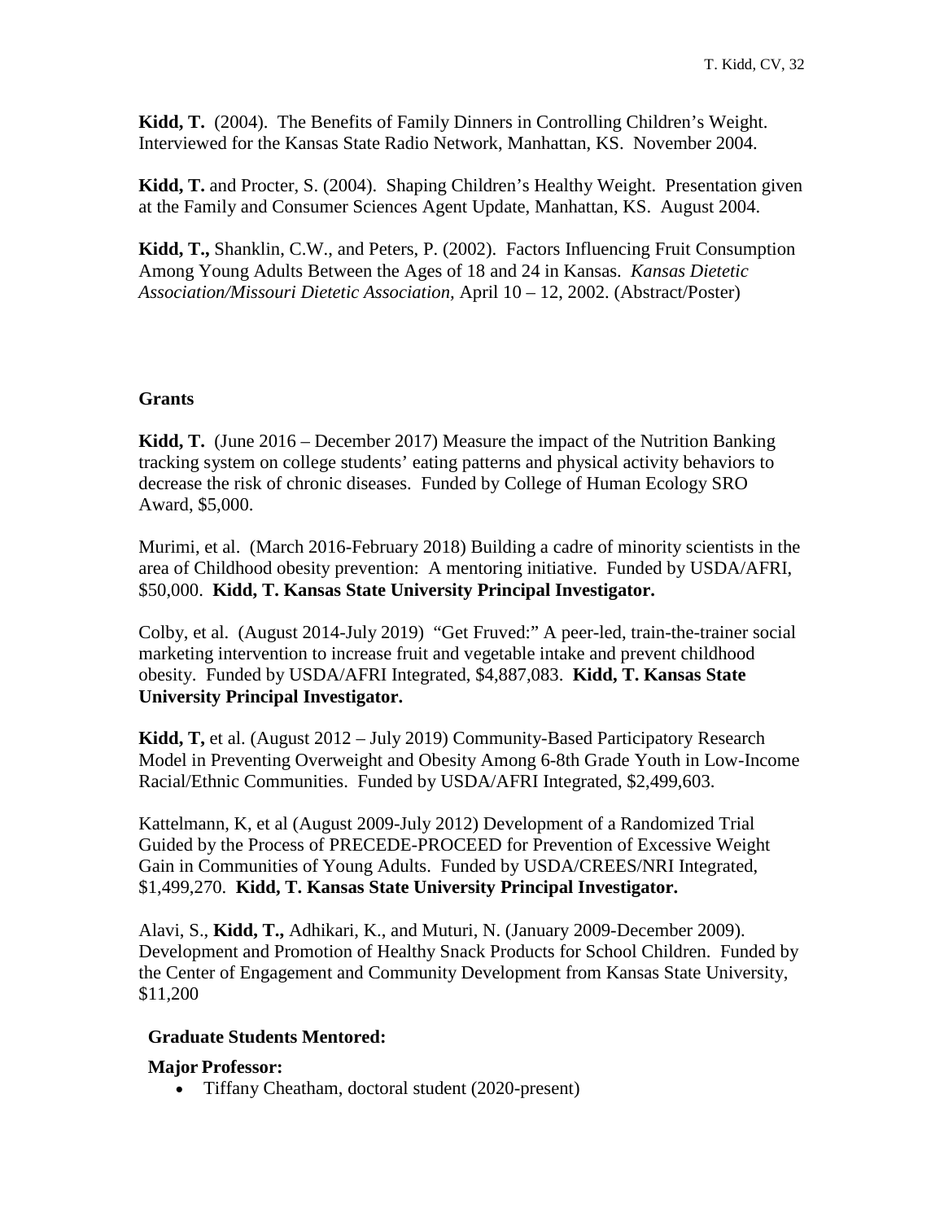**Kidd, T.** (2004). The Benefits of Family Dinners in Controlling Children's Weight. Interviewed for the Kansas State Radio Network, Manhattan, KS. November 2004.

**Kidd, T.** and Procter, S. (2004). Shaping Children's Healthy Weight. Presentation given at the Family and Consumer Sciences Agent Update, Manhattan, KS. August 2004.

**Kidd, T.,** Shanklin, C.W., and Peters, P. (2002). Factors Influencing Fruit Consumption Among Young Adults Between the Ages of 18 and 24 in Kansas. *Kansas Dietetic Association/Missouri Dietetic Association,* April 10 – 12, 2002. (Abstract/Poster)

## Grants

**Kidd, T.** (June 2016 – December 2017) Measure the impact of the Nutrition Banking tracking system on college students' eating patterns and physical activity behaviors to decrease the risk of chronic diseases. Funded by College of Human Ecology SRO Award, $5,000.

Murimi, et al. (March 2016-February 2018) Building a cadre of minority scientists in the area of Childhood obesity prevention: A mentoring initiative. Funded by USDA/AFRI, $50,000. **Kidd, T. Kansas State University Principal Investigator.**

Colby, et al. (August 2014-July 2019) "Get Fruved:" A peer-led, train-the-trainer social marketing intervention to increase fruit and vegetable intake and prevent childhood obesity. Funded by USDA/AFRI Integrated, $4,887,083. **Kidd, T. Kansas State University Principal Investigator.**

**Kidd, T,** et al. (August 2012 – July 2019) Community-Based Participatory Research Model in Preventing Overweight and Obesity Among 6-8th Grade Youth in Low-Income Racial/Ethnic Communities. Funded by USDA/AFRI Integrated, $2,499,603.

Kattelmann, K, et al (August 2009-July 2012) Development of a Randomized Trial Guided by the Process of PRECEDE-PROCEED for Prevention of Excessive Weight Gain in Communities of Young Adults. Funded by USDA/CREES/NRI Integrated, $1,499,270. **Kidd, T. Kansas State University Principal Investigator.**

Alavi, S., **Kidd, T.,** Adhikari, K., and Muturi, N. (January 2009-December 2009). Development and Promotion of Healthy Snack Products for School Children. Funded by the Center of Engagement and Community Development from Kansas State University, $11,200

### Graduate Students Mentored:

**Major Professor:**

- Tiffany Cheatham, doctoral student (2020-present)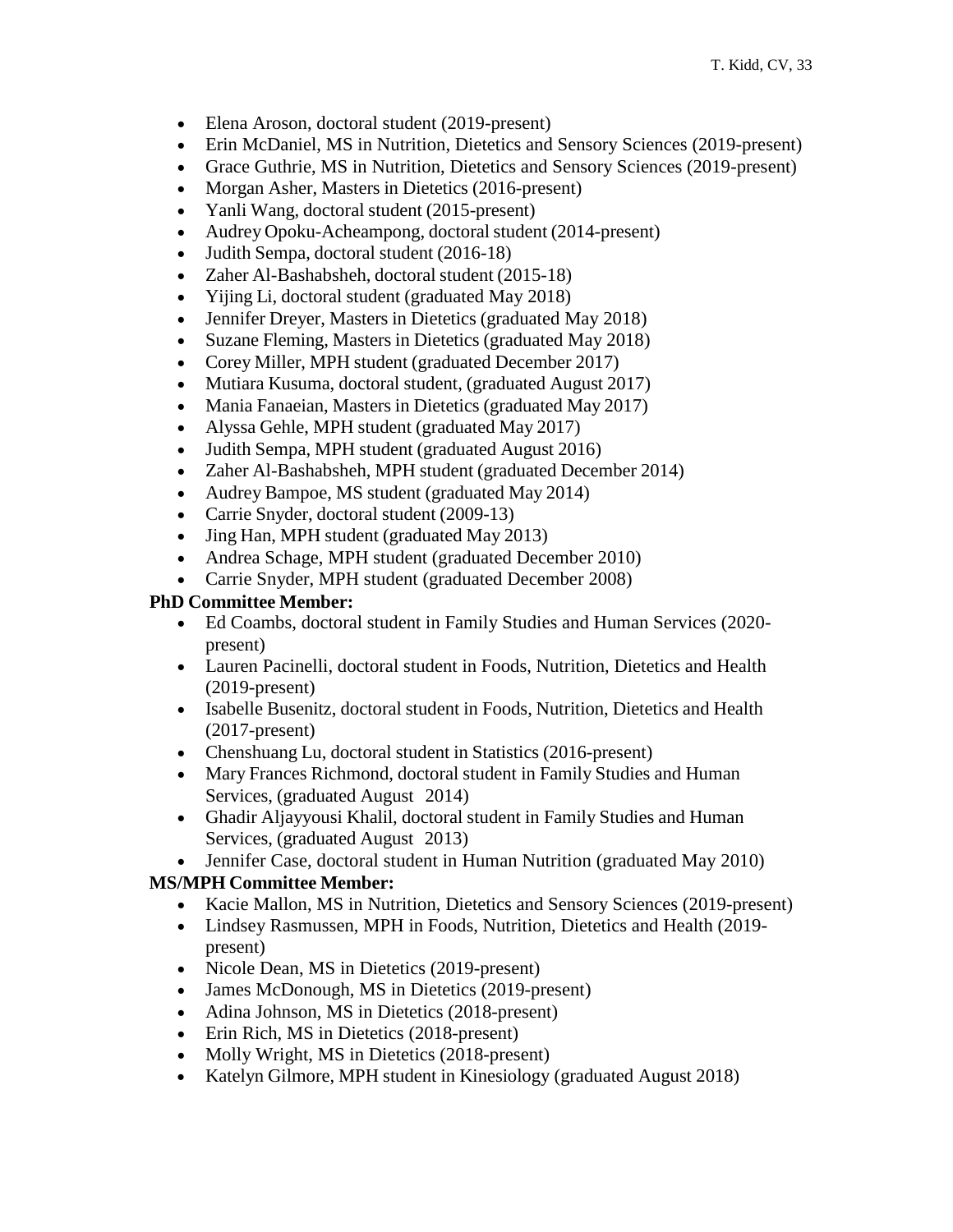- Elena Aroson, doctoral student (2019-present)
- Erin McDaniel, MS in Nutrition, Dietetics and Sensory Sciences (2019-present)
- Grace Guthrie, MS in Nutrition, Dietetics and Sensory Sciences (2019-present)
- Morgan Asher, Masters in Dietetics (2016-present)
- Yanli Wang, doctoral student (2015-present)
- Audrey Opoku-Acheampong, doctoral student (2014-present)
- Judith Sempa, doctoral student (2016-18)
- Zaher Al-Bashabsheh, doctoral student (2015-18)
- Yijing Li, doctoral student (graduated May 2018)
- Jennifer Dreyer, Masters in Dietetics (graduated May 2018)
- Suzane Fleming, Masters in Dietetics (graduated May 2018)
- Corey Miller, MPH student (graduated December 2017)
- Mutiara Kusuma, doctoral student, (graduated August 2017)
- Mania Fanaeian, Masters in Dietetics (graduated May 2017)
- Alyssa Gehle, MPH student (graduated May 2017)
- Judith Sempa, MPH student (graduated August 2016)
- Zaher Al-Bashabsheh, MPH student (graduated December 2014)
- Audrey Bampoe, MS student (graduated May 2014)
- Carrie Snyder, doctoral student (2009-13)
- Jing Han, MPH student (graduated May 2013)
- Andrea Schage, MPH student (graduated December 2010)
- Carrie Snyder, MPH student (graduated December 2008)

**PhD Committee Member:**

- Ed Coambs, doctoral student in Family Studies and Human Services (2020-present)
- Lauren Pacinelli, doctoral student in Foods, Nutrition, Dietetics and Health (2019-present)
- Isabelle Busenitz, doctoral student in Foods, Nutrition, Dietetics and Health (2017-present)
- Chenshuang Lu, doctoral student in Statistics (2016-present)
- Mary Frances Richmond, doctoral student in Family Studies and Human Services, (graduated August 2014)
- Ghadir Aljayyousi Khalil, doctoral student in Family Studies and Human Services, (graduated August 2013)
- Jennifer Case, doctoral student in Human Nutrition (graduated May 2010)

**MS/MPH Committee Member:**

- Kacie Mallon, MS in Nutrition, Dietetics and Sensory Sciences (2019-present)
- Lindsey Rasmussen, MPH in Foods, Nutrition, Dietetics and Health (2019-present)
- Nicole Dean, MS in Dietetics (2019-present)
- James McDonough, MS in Dietetics (2019-present)
- Adina Johnson, MS in Dietetics (2018-present)
- Erin Rich, MS in Dietetics (2018-present)
- Molly Wright, MS in Dietetics (2018-present)
- Katelyn Gilmore, MPH student in Kinesiology (graduated August 2018)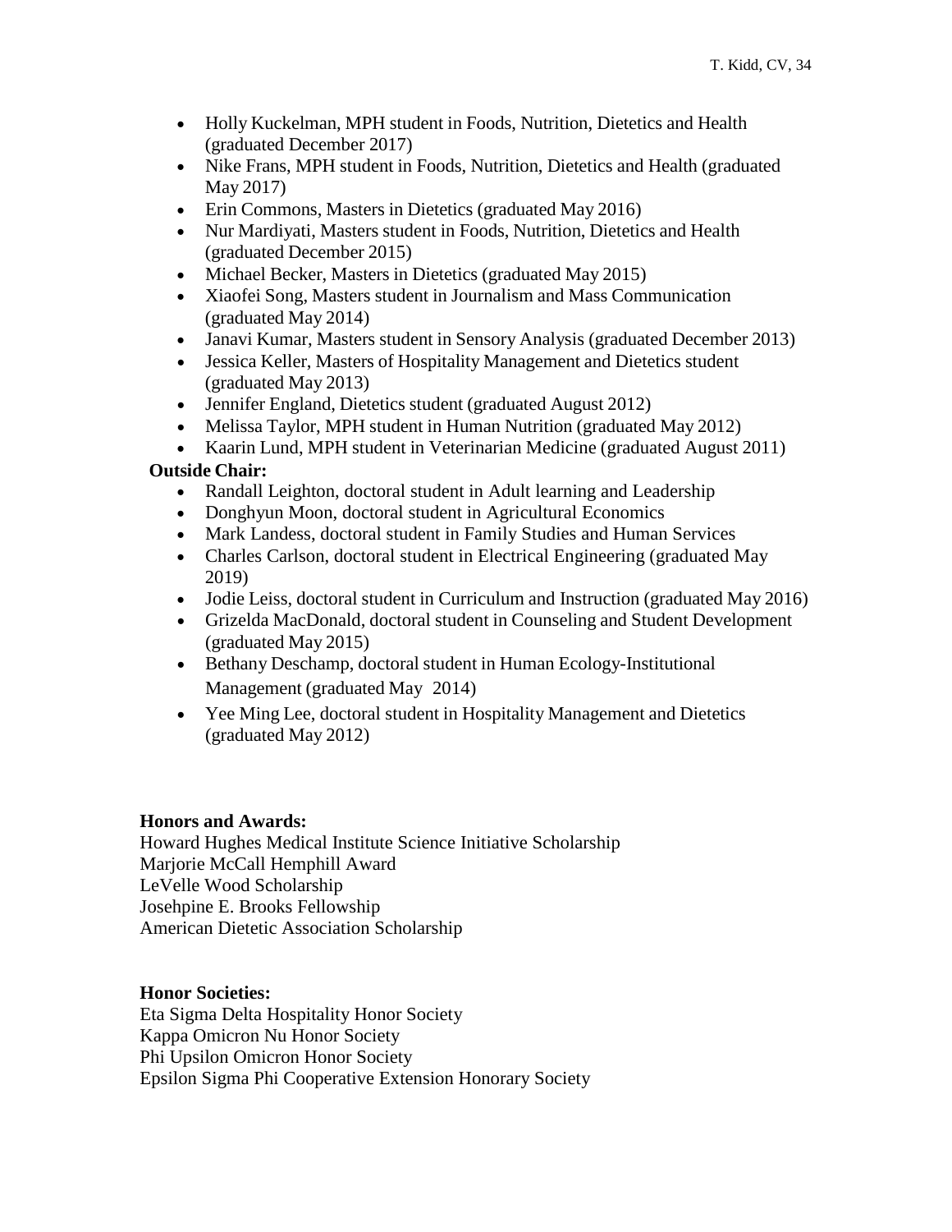- Holly Kuckelman, MPH student in Foods, Nutrition, Dietetics and Health (graduated December 2017)
- Nike Frans, MPH student in Foods, Nutrition, Dietetics and Health (graduated May 2017)
- Erin Commons, Masters in Dietetics (graduated May 2016)
- Nur Mardiyati, Masters student in Foods, Nutrition, Dietetics and Health (graduated December 2015)
- Michael Becker, Masters in Dietetics (graduated May 2015)
- Xiaofei Song, Masters student in Journalism and Mass Communication (graduated May 2014)
- Janavi Kumar, Masters student in Sensory Analysis (graduated December 2013)
- Jessica Keller, Masters of Hospitality Management and Dietetics student (graduated May 2013)
- Jennifer England, Dietetics student (graduated August 2012)
- Melissa Taylor, MPH student in Human Nutrition (graduated May 2012)
- Kaarin Lund, MPH student in Veterinarian Medicine (graduated August 2011)

**Outside Chair:**

- Randall Leighton, doctoral student in Adult learning and Leadership
- Donghyun Moon, doctoral student in Agricultural Economics
- Mark Landess, doctoral student in Family Studies and Human Services
- Charles Carlson, doctoral student in Electrical Engineering (graduated May 2019)
- Jodie Leiss, doctoral student in Curriculum and Instruction (graduated May 2016)
- Grizelda MacDonald, doctoral student in Counseling and Student Development (graduated May 2015)
- Bethany Deschamp, doctoral student in Human Ecology-Institutional Management (graduated May 2014)
- Yee Ming Lee, doctoral student in Hospitality Management and Dietetics (graduated May 2012)

**Honors and Awards:**

Howard Hughes Medical Institute Science Initiative Scholarship
Marjorie McCall Hemphill Award
LeVelle Wood Scholarship
Josehpine E. Brooks Fellowship
American Dietetic Association Scholarship

**Honor Societies:**

Eta Sigma Delta Hospitality Honor Society
Kappa Omicron Nu Honor Society
Phi Upsilon Omicron Honor Society
Epsilon Sigma Phi Cooperative Extension Honorary Society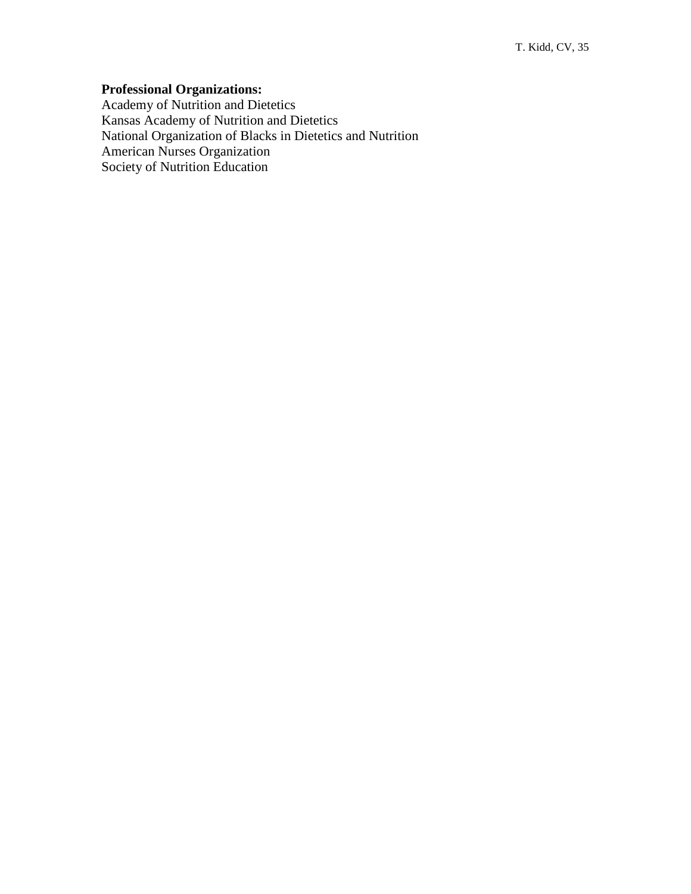**Professional Organizations:**

Academy of Nutrition and Dietetics
Kansas Academy of Nutrition and Dietetics
National Organization of Blacks in Dietetics and Nutrition
American Nurses Organization
Society of Nutrition Education